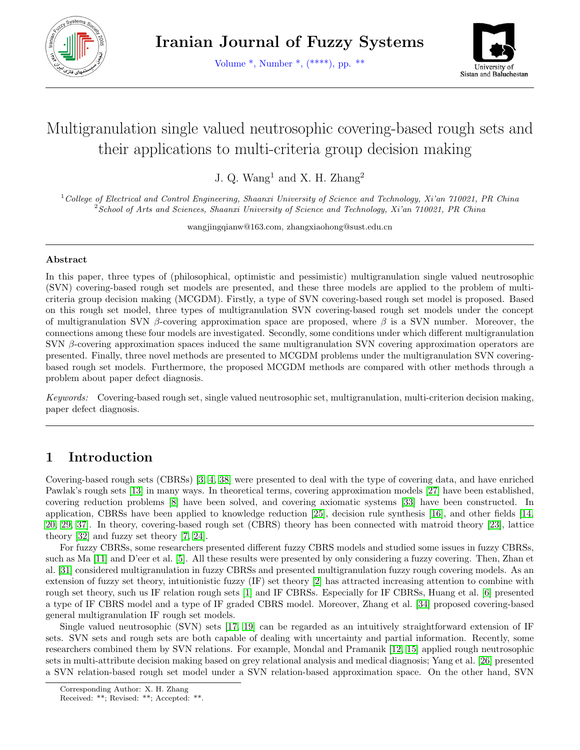# Multigranulation single valued neutrosophic covering-based rough sets and their applications to multi-criteria group decision making

J. Q. Wang[1] and X. H. Zhang[2]

[1]*College of Electrical and Control Engineering, Shaanxi University of Science and Technology, Xi'an 710021, PR China*
[2]*School of Arts and Sciences, Shaanxi University of Science and Technology, Xi'an 710021, PR China*

wangjingqianw@163.com, zhangxiaohong@sust.edu.cn

---

### Abstract

In this paper, three types of (philosophical, optimistic and pessimistic) multigranulation single valued neutrosophic (SVN) covering-based rough set models are presented, and these three models are applied to the problem of multi-criteria group decision making (MCGDM). Firstly, a type of SVN covering-based rough set model is proposed. Based on this rough set model, three types of multigranulation SVN covering-based rough set models under the concept of multigranulation SVN $\beta$-covering approximation space are proposed, where $\beta$ is a SVN number. Moreover, the connections among these four models are investigated. Secondly, some conditions under which different multigranulation SVN $\beta$-covering approximation spaces induced the same multigranulation SVN covering approximation operators are presented. Finally, three novel methods are presented to MCGDM problems under the multigranulation SVN covering-based rough set models. Furthermore, the proposed MCGDM methods are compared with other methods through a problem about paper defect diagnosis.

*Keywords:* Covering-based rough set, single valued neutrosophic set, multigranulation, multi-criterion decision making, paper defect diagnosis.

---

## 1 Introduction

Covering-based rough sets (CBRSs) [3, 4, 38] were presented to deal with the type of covering data, and have enriched Pawlak's rough sets [13] in many ways. In theoretical terms, covering approximation models [27] have been established, covering reduction problems [8] have been solved, and covering axiomatic systems [33] have been constructed. In application, CBRSs have been applied to knowledge reduction [25], decision rule synthesis [16], and other fields [14, 20, 29, 37]. In theory, covering-based rough set (CBRS) theory has been connected with matroid theory [23], lattice theory [32] and fuzzy set theory [7, 24].

For fuzzy CBRSs, some researchers presented different fuzzy CBRS models and studied some issues in fuzzy CBRSs, such as Ma [11] and D'eer et al. [5]. All these results were presented by only considering a fuzzy covering. Then, Zhan et al. [31] considered multigranulation in fuzzy CBRSs and presented multigranulation fuzzy rough covering models. As an extension of fuzzy set theory, intuitionistic fuzzy (IF) set theory [2] has attracted increasing attention to combine with rough set theory, such us IF relation rough sets [1] and IF CBRSs. Especially for IF CBRSs, Huang et al. [6] presented a type of IF CBRS model and a type of IF graded CBRS model. Moreover, Zhang et al. [34] proposed covering-based general multigranulation IF rough set models.

Single valued neutrosophic (SVN) sets [17, 19] can be regarded as an intuitively straightforward extension of IF sets. SVN sets and rough sets are both capable of dealing with uncertainty and partial information. Recently, some researchers combined them by SVN relations. For example, Mondal and Pramanik [12, 15] applied rough neutrosophic sets in multi-attribute decision making based on grey relational analysis and medical diagnosis; Yang et al. [26] presented a SVN relation-based rough set model under a SVN relation-based approximation space. On the other hand, SVN

---

Corresponding Author: X. H. Zhang
Received: **; Revised: **; Accepted: **.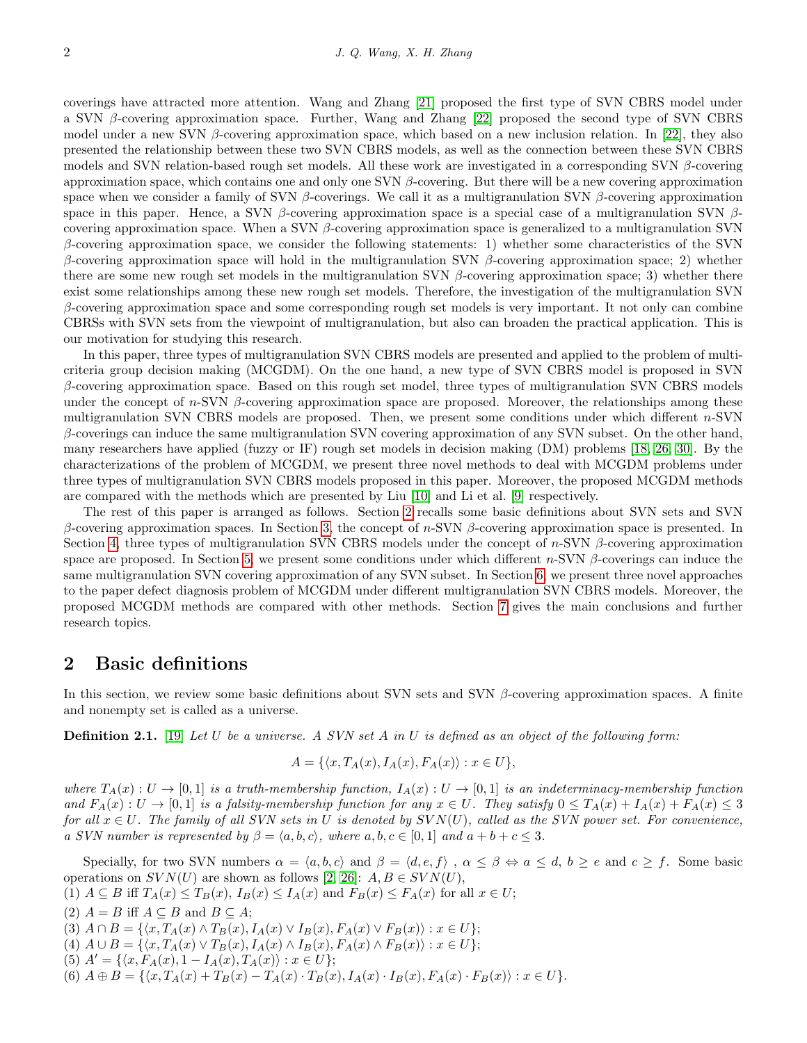coverings have attracted more attention. Wang and Zhang [21] proposed the first type of SVN CBRS model under a SVN $\beta$-covering approximation space. Further, Wang and Zhang [22] proposed the second type of SVN CBRS model under a new SVN $\beta$-covering approximation space, which based on a new inclusion relation. In [22], they also presented the relationship between these two SVN CBRS models, as well as the connection between these SVN CBRS models and SVN relation-based rough set models. All these work are investigated in a corresponding SVN $\beta$-covering approximation space, which contains one and only one SVN $\beta$-covering. But there will be a new covering approximation space when we consider a family of SVN $\beta$-coverings. We call it as a multigranulation SVN $\beta$-covering approximation space in this paper. Hence, a SVN $\beta$-covering approximation space is a special case of a multigranulation SVN $\beta$-covering approximation space. When a SVN $\beta$-covering approximation space is generalized to a multigranulation SVN $\beta$-covering approximation space, we consider the following statements: 1) whether some characteristics of the SVN $\beta$-covering approximation space will hold in the multigranulation SVN $\beta$-covering approximation space; 2) whether there are some new rough set models in the multigranulation SVN $\beta$-covering approximation space; 3) whether there exist some relationships among these new rough set models. Therefore, the investigation of the multigranulation SVN $\beta$-covering approximation space and some corresponding rough set models is very important. It not only can combine CBRSs with SVN sets from the viewpoint of multigranulation, but also can broaden the practical application. This is our motivation for studying this research.

In this paper, three types of multigranulation SVN CBRS models are presented and applied to the problem of multi-criteria group decision making (MCGDM). On the one hand, a new type of SVN CBRS model is proposed in SVN $\beta$-covering approximation space. Based on this rough set model, three types of multigranulation SVN CBRS models under the concept of $n$-SVN $\beta$-covering approximation space are proposed. Moreover, the relationships among these multigranulation SVN CBRS models are proposed. Then, we present some conditions under which different $n$-SVN $\beta$-coverings can induce the same multigranulation SVN covering approximation of any SVN subset. On the other hand, many researchers have applied (fuzzy or IF) rough set models in decision making (DM) problems [18, 26, 30]. By the characterizations of the problem of MCGDM, we present three novel methods to deal with MCGDM problems under three types of multigranulation SVN CBRS models proposed in this paper. Moreover, the proposed MCGDM methods are compared with the methods which are presented by Liu [10] and Li et al. [9] respectively.

The rest of this paper is arranged as follows. Section 2 recalls some basic definitions about SVN sets and SVN $\beta$-covering approximation spaces. In Section 3, the concept of $n$-SVN $\beta$-covering approximation space is presented. In Section 4, three types of multigranulation SVN CBRS models under the concept of $n$-SVN $\beta$-covering approximation space are proposed. In Section 5, we present some conditions under which different $n$-SVN $\beta$-coverings can induce the same multigranulation SVN covering approximation of any SVN subset. In Section 6, we present three novel approaches to the paper defect diagnosis problem of MCGDM under different multigranulation SVN CBRS models. Moreover, the proposed MCGDM methods are compared with other methods. Section 7 gives the main conclusions and further research topics.

## 2 Basic definitions

In this section, we review some basic definitions about SVN sets and SVN $\beta$-covering approximation spaces. A finite and nonempty set is called as a universe.

**Definition 2.1.** [19] *Let $U$ be a universe. A SVN set $A$ in $U$ is defined as an object of the following form:*

$$A = \{\langle x, T_A(x), I_A(x), F_A(x)\rangle : x \in U\},$$

*where $T_A(x) : U \to [0,1]$ is a truth-membership function, $I_A(x) : U \to [0,1]$ is an indeterminacy-membership function and $F_A(x) : U \to [0,1]$ is a falsity-membership function for any $x \in U$. They satisfy $0 \leq T_A(x) + I_A(x) + F_A(x) \leq 3$ for all $x \in U$. The family of all SVN sets in $U$ is denoted by $SVN(U)$, called as the SVN power set. For convenience, a SVN number is represented by $\beta = \langle a, b, c\rangle$, where $a, b, c \in [0,1]$ and $a + b + c \leq 3$.*

Specially, for two SVN numbers $\alpha = \langle a, b, c\rangle$ and $\beta = \langle d, e, f\rangle$ , $\alpha \leq \beta \Leftrightarrow a \leq d$, $b \geq e$ and $c \geq f$. Some basic operations on $SVN(U)$ are shown as follows [2, 26]: $A, B \in SVN(U)$,

(1) $A \subseteq B$ iff $T_A(x) \leq T_B(x)$, $I_B(x) \leq I_A(x)$ and $F_B(x) \leq F_A(x)$ for all $x \in U$;

(2) $A = B$ iff $A \subseteq B$ and $B \subseteq A$;

(3) $A \cap B = \{\langle x, T_A(x) \wedge T_B(x), I_A(x) \vee I_B(x), F_A(x) \vee F_B(x)\rangle : x \in U\}$;

(4) $A \cup B = \{\langle x, T_A(x) \vee T_B(x), I_A(x) \wedge I_B(x), F_A(x) \wedge F_B(x)\rangle : x \in U\}$;

(5) $A' = \{\langle x, F_A(x), 1 - I_A(x), T_A(x)\rangle : x \in U\}$;

(6) $A \oplus B = \{\langle x, T_A(x) + T_B(x) - T_A(x) \cdot T_B(x), I_A(x) \cdot I_B(x), F_A(x) \cdot F_B(x)\rangle : x \in U\}$.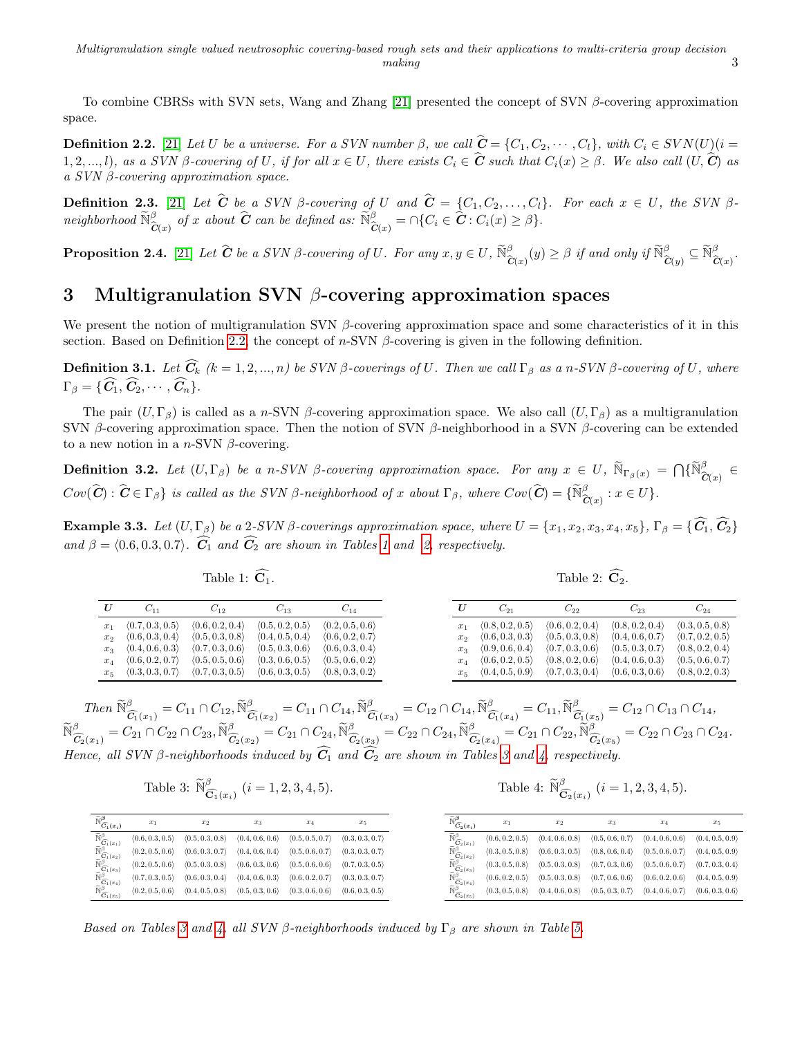To combine CBRSs with SVN sets, Wang and Zhang [21] presented the concept of SVN $\beta$-covering approximation space.

**Definition 2.2.** [21] *Let $U$ be a universe. For a SVN number $\beta$, we call $\widehat{\boldsymbol{C}} = \{C_1, C_2, \cdots, C_l\}$, with $C_i \in SVN(U)(i = 1, 2, ..., l)$, as a SVN $\beta$-covering of $U$, if for all $x \in U$, there exists $C_i \in \widehat{\boldsymbol{C}}$ such that $C_i(x) \geq \beta$. We also call $(U, \widehat{\boldsymbol{C}})$ as a SVN $\beta$-covering approximation space.*

**Definition 2.3.** [21] *Let $\widehat{\boldsymbol{C}}$ be a SVN $\beta$-covering of $U$ and $\widehat{\boldsymbol{C}} = \{C_1, C_2, \ldots, C_l\}$. For each $x \in U$, the SVN $\beta$-neighborhood $\widetilde{\mathbb{N}}^{\beta}_{\widehat{\boldsymbol{C}}(x)}$ of $x$ about $\widehat{\boldsymbol{C}}$ can be defined as: $\widetilde{\mathbb{N}}^{\beta}_{\widehat{\boldsymbol{C}}(x)} = \cap\{C_i \in \widehat{\boldsymbol{C}} : C_i(x) \geq \beta\}$.*

**Proposition 2.4.** [21] *Let $\widehat{\boldsymbol{C}}$ be a SVN $\beta$-covering of $U$. For any $x, y \in U$, $\widetilde{\mathbb{N}}^{\beta}_{\widehat{\boldsymbol{C}}(x)}(y) \geq \beta$ if and only if $\widetilde{\mathbb{N}}^{\beta}_{\widehat{\boldsymbol{C}}(y)} \subseteq \widetilde{\mathbb{N}}^{\beta}_{\widehat{\boldsymbol{C}}(x)}$.*

# 3 Multigranulation SVN $\beta$-covering approximation spaces

We present the notion of multigranulation SVN $\beta$-covering approximation space and some characteristics of it in this section. Based on Definition 2.2, the concept of $n$-SVN $\beta$-covering is given in the following definition.

**Definition 3.1.** *Let $\widehat{\boldsymbol{C}_k}$ $(k = 1, 2, ..., n)$ be SVN $\beta$-coverings of $U$. Then we call $\Gamma_\beta$ as a $n$-SVN $\beta$-covering of $U$, where $\Gamma_\beta = \{\widehat{\boldsymbol{C}_1}, \widehat{\boldsymbol{C}_2}, \cdots, \widehat{\boldsymbol{C}_n}\}$.*

The pair $(U, \Gamma_\beta)$ is called as a $n$-SVN $\beta$-covering approximation space. We also call $(U, \Gamma_\beta)$ as a multigranulation SVN $\beta$-covering approximation space. Then the notion of SVN $\beta$-neighborhood in a SVN $\beta$-covering can be extended to a new notion in a $n$-SVN $\beta$-covering.

**Definition 3.2.** *Let $(U, \Gamma_\beta)$ be a $n$-SVN $\beta$-covering approximation space. For any $x \in U$, $\widetilde{\mathbb{N}}_{\Gamma_\beta(x)} = \bigcap\{\widetilde{\mathbb{N}}^{\beta}_{\widehat{\boldsymbol{C}}(x)} \in Cov(\widehat{\boldsymbol{C}}) : \widehat{\boldsymbol{C}} \in \Gamma_\beta\}$ is called as the SVN $\beta$-neighborhood of $x$ about $\Gamma_\beta$, where $Cov(\widehat{\boldsymbol{C}}) = \{\widetilde{\mathbb{N}}^{\beta}_{\widehat{\boldsymbol{C}}(x)} : x \in U\}$.*

**Example 3.3.** *Let $(U, \Gamma_\beta)$ be a 2-SVN $\beta$-coverings approximation space, where $U = \{x_1, x_2, x_3, x_4, x_5\}$, $\Gamma_\beta = \{\widehat{\boldsymbol{C}_1}, \widehat{\boldsymbol{C}_2}\}$ and $\beta = \langle 0.6, 0.3, 0.7\rangle$. $\widehat{\boldsymbol{C}_1}$ and $\widehat{\boldsymbol{C}_2}$ are shown in Tables 1 and 2, respectively.*

Table 1: $\widehat{\mathbf{C}_1}$.

| $U$ | $C_{11}$ | $C_{12}$ | $C_{13}$ | $C_{14}$ |
|---|---|---|---|---|
| $x_1$ | $\langle 0.7, 0.3, 0.5\rangle$ | $\langle 0.6, 0.2, 0.4\rangle$ | $\langle 0.5, 0.2, 0.5\rangle$ | $\langle 0.2, 0.5, 0.6\rangle$ |
| $x_2$ | $\langle 0.6, 0.3, 0.4\rangle$ | $\langle 0.5, 0.3, 0.8\rangle$ | $\langle 0.4, 0.5, 0.4\rangle$ | $\langle 0.6, 0.2, 0.7\rangle$ |
| $x_3$ | $\langle 0.4, 0.6, 0.3\rangle$ | $\langle 0.7, 0.3, 0.6\rangle$ | $\langle 0.5, 0.3, 0.6\rangle$ | $\langle 0.6, 0.3, 0.4\rangle$ |
| $x_4$ | $\langle 0.6, 0.2, 0.7\rangle$ | $\langle 0.5, 0.5, 0.6\rangle$ | $\langle 0.3, 0.6, 0.5\rangle$ | $\langle 0.5, 0.6, 0.2\rangle$ |
| $x_5$ | $\langle 0.3, 0.3, 0.7\rangle$ | $\langle 0.7, 0.3, 0.5\rangle$ | $\langle 0.6, 0.3, 0.5\rangle$ | $\langle 0.8, 0.3, 0.2\rangle$ |

Table 2: $\widehat{\mathbf{C}_2}$.

| $U$ | $C_{21}$ | $C_{22}$ | $C_{23}$ | $C_{24}$ |
|---|---|---|---|---|
| $x_1$ | $\langle 0.8, 0.2, 0.5\rangle$ | $\langle 0.6, 0.2, 0.4\rangle$ | $\langle 0.8, 0.2, 0.4\rangle$ | $\langle 0.3, 0.5, 0.8\rangle$ |
| $x_2$ | $\langle 0.6, 0.3, 0.3\rangle$ | $\langle 0.5, 0.3, 0.8\rangle$ | $\langle 0.4, 0.6, 0.7\rangle$ | $\langle 0.7, 0.2, 0.5\rangle$ |
| $x_3$ | $\langle 0.9, 0.6, 0.4\rangle$ | $\langle 0.7, 0.3, 0.6\rangle$ | $\langle 0.5, 0.3, 0.7\rangle$ | $\langle 0.8, 0.2, 0.4\rangle$ |
| $x_4$ | $\langle 0.6, 0.2, 0.5\rangle$ | $\langle 0.8, 0.2, 0.6\rangle$ | $\langle 0.4, 0.6, 0.3\rangle$ | $\langle 0.5, 0.6, 0.7\rangle$ |
| $x_5$ | $\langle 0.4, 0.5, 0.9\rangle$ | $\langle 0.7, 0.3, 0.4\rangle$ | $\langle 0.6, 0.3, 0.6\rangle$ | $\langle 0.8, 0.2, 0.3\rangle$ |

*Then* $\widetilde{\mathbb{N}}^{\beta}_{\widehat{\boldsymbol{C}_1}(x_1)} = C_{11} \cap C_{12}, \widetilde{\mathbb{N}}^{\beta}_{\widehat{\boldsymbol{C}_1}(x_2)} = C_{11} \cap C_{14}, \widetilde{\mathbb{N}}^{\beta}_{\widehat{\boldsymbol{C}_1}(x_3)} = C_{12} \cap C_{14}, \widetilde{\mathbb{N}}^{\beta}_{\widehat{\boldsymbol{C}_1}(x_4)} = C_{11}, \widetilde{\mathbb{N}}^{\beta}_{\widehat{\boldsymbol{C}_1}(x_5)} = C_{12} \cap C_{13} \cap C_{14}$, $\widetilde{\mathbb{N}}^{\beta}_{\widehat{\boldsymbol{C}_2}(x_1)} = C_{21} \cap C_{22} \cap C_{23}, \widetilde{\mathbb{N}}^{\beta}_{\widehat{\boldsymbol{C}_2}(x_2)} = C_{21} \cap C_{24}, \widetilde{\mathbb{N}}^{\beta}_{\widehat{\boldsymbol{C}_2}(x_3)} = C_{22} \cap C_{24}, \widetilde{\mathbb{N}}^{\beta}_{\widehat{\boldsymbol{C}_2}(x_4)} = C_{21} \cap C_{22}, \widetilde{\mathbb{N}}^{\beta}_{\widehat{\boldsymbol{C}_2}(x_5)} = C_{22} \cap C_{23} \cap C_{24}$. *Hence, all SVN $\beta$-neighborhoods induced by $\widehat{\boldsymbol{C}_1}$ and $\widehat{\boldsymbol{C}_2}$ are shown in Tables 3 and 4, respectively.*

Table 3: $\widetilde{\mathbb{N}}^{\beta}_{\widehat{\mathbf{C}_1}(x_i)}$ $(i = 1, 2, 3, 4, 5)$.

| $\widetilde{\mathbb{N}}^{\beta}_{\widehat{\mathbf{C}_1}(x_i)}$ | $x_1$ | $x_2$ | $x_3$ | $x_4$ | $x_5$ |
|---|---|---|---|---|---|
| $\widetilde{\mathbb{N}}^{\beta}_{\widehat{\mathbf{C}_1}(x_1)}$ | $\langle 0.6, 0.3, 0.5\rangle$ | $\langle 0.5, 0.3, 0.8\rangle$ | $\langle 0.4, 0.6, 0.6\rangle$ | $\langle 0.5, 0.5, 0.7\rangle$ | $\langle 0.3, 0.3, 0.7\rangle$ |
| $\widetilde{\mathbb{N}}^{\beta}_{\widehat{\mathbf{C}_1}(x_2)}$ | $\langle 0.2, 0.5, 0.6\rangle$ | $\langle 0.6, 0.3, 0.7\rangle$ | $\langle 0.4, 0.6, 0.4\rangle$ | $\langle 0.5, 0.6, 0.7\rangle$ | $\langle 0.3, 0.3, 0.7\rangle$ |
| $\widetilde{\mathbb{N}}^{\beta}_{\widehat{\mathbf{C}_1}(x_3)}$ | $\langle 0.2, 0.5, 0.6\rangle$ | $\langle 0.5, 0.3, 0.8\rangle$ | $\langle 0.6, 0.3, 0.6\rangle$ | $\langle 0.5, 0.6, 0.6\rangle$ | $\langle 0.7, 0.3, 0.5\rangle$ |
| $\widetilde{\mathbb{N}}^{\beta}_{\widehat{\mathbf{C}_1}(x_4)}$ | $\langle 0.7, 0.3, 0.5\rangle$ | $\langle 0.6, 0.3, 0.4\rangle$ | $\langle 0.4, 0.6, 0.3\rangle$ | $\langle 0.6, 0.2, 0.7\rangle$ | $\langle 0.3, 0.3, 0.7\rangle$ |
| $\widetilde{\mathbb{N}}^{\beta}_{\widehat{\mathbf{C}_1}(x_5)}$ | $\langle 0.2, 0.5, 0.6\rangle$ | $\langle 0.4, 0.5, 0.8\rangle$ | $\langle 0.5, 0.3, 0.6\rangle$ | $\langle 0.3, 0.6, 0.6\rangle$ | $\langle 0.6, 0.3, 0.5\rangle$ |

Table 4: $\widetilde{\mathbb{N}}^{\beta}_{\widehat{\mathbf{C}_2}(x_i)}$ $(i = 1, 2, 3, 4, 5)$.

| $\widetilde{\mathbb{N}}^{\beta}_{\widehat{\mathbf{C}_2}(x_i)}$ | $x_1$ | $x_2$ | $x_3$ | $x_4$ | $x_5$ |
|---|---|---|---|---|---|
| $\widetilde{\mathbb{N}}^{\beta}_{\widehat{\mathbf{C}_2}(x_1)}$ | $\langle 0.6, 0.2, 0.5\rangle$ | $\langle 0.4, 0.6, 0.8\rangle$ | $\langle 0.5, 0.6, 0.7\rangle$ | $\langle 0.4, 0.6, 0.6\rangle$ | $\langle 0.4, 0.5, 0.9\rangle$ |
| $\widetilde{\mathbb{N}}^{\beta}_{\widehat{\mathbf{C}_2}(x_2)}$ | $\langle 0.3, 0.5, 0.8\rangle$ | $\langle 0.6, 0.3, 0.5\rangle$ | $\langle 0.8, 0.6, 0.4\rangle$ | $\langle 0.5, 0.6, 0.7\rangle$ | $\langle 0.4, 0.5, 0.9\rangle$ |
| $\widetilde{\mathbb{N}}^{\beta}_{\widehat{\mathbf{C}_2}(x_3)}$ | $\langle 0.3, 0.5, 0.8\rangle$ | $\langle 0.5, 0.3, 0.8\rangle$ | $\langle 0.7, 0.3, 0.6\rangle$ | $\langle 0.5, 0.6, 0.7\rangle$ | $\langle 0.7, 0.3, 0.4\rangle$ |
| $\widetilde{\mathbb{N}}^{\beta}_{\widehat{\mathbf{C}_2}(x_4)}$ | $\langle 0.6, 0.2, 0.5\rangle$ | $\langle 0.5, 0.3, 0.8\rangle$ | $\langle 0.7, 0.6, 0.6\rangle$ | $\langle 0.6, 0.2, 0.6\rangle$ | $\langle 0.4, 0.5, 0.9\rangle$ |
| $\widetilde{\mathbb{N}}^{\beta}_{\widehat{\mathbf{C}_2}(x_5)}$ | $\langle 0.3, 0.5, 0.8\rangle$ | $\langle 0.4, 0.6, 0.8\rangle$ | $\langle 0.5, 0.3, 0.7\rangle$ | $\langle 0.4, 0.6, 0.7\rangle$ | $\langle 0.6, 0.3, 0.6\rangle$ |

*Based on Tables 3 and 4, all SVN $\beta$-neighborhoods induced by $\Gamma_\beta$ are shown in Table 5.*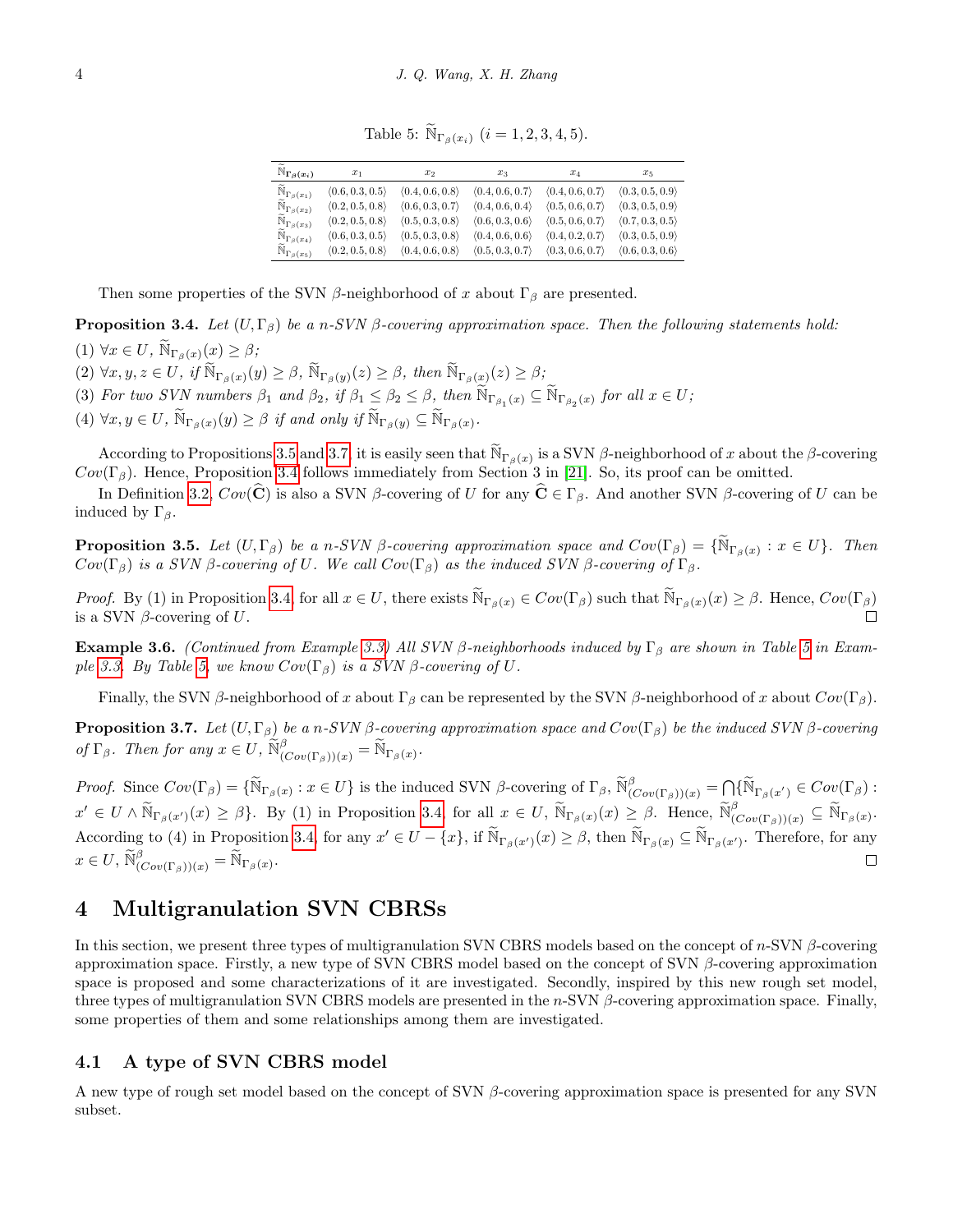Table 5: $\widetilde{\mathbb{N}}_{\Gamma_\beta(x_i)}$ $(i = 1, 2, 3, 4, 5)$.

| $\widetilde{\mathbb{N}}_{\Gamma_\beta(x_i)}$ | $x_1$ | $x_2$ | $x_3$ | $x_4$ | $x_5$ |
|---|---|---|---|---|---|
| $\widetilde{\mathbb{N}}_{\Gamma_\beta(x_1)}$ | $\langle 0.6, 0.3, 0.5\rangle$ | $\langle 0.4, 0.6, 0.8\rangle$ | $\langle 0.4, 0.6, 0.7\rangle$ | $\langle 0.4, 0.6, 0.7\rangle$ | $\langle 0.3, 0.5, 0.9\rangle$ |
| $\widetilde{\mathbb{N}}_{\Gamma_\beta(x_2)}$ | $\langle 0.2, 0.5, 0.8\rangle$ | $\langle 0.6, 0.3, 0.7\rangle$ | $\langle 0.4, 0.6, 0.4\rangle$ | $\langle 0.5, 0.6, 0.7\rangle$ | $\langle 0.3, 0.5, 0.9\rangle$ |
| $\widetilde{\mathbb{N}}_{\Gamma_\beta(x_3)}$ | $\langle 0.2, 0.5, 0.8\rangle$ | $\langle 0.5, 0.3, 0.8\rangle$ | $\langle 0.6, 0.3, 0.6\rangle$ | $\langle 0.5, 0.6, 0.7\rangle$ | $\langle 0.7, 0.3, 0.5\rangle$ |
| $\widetilde{\mathbb{N}}_{\Gamma_\beta(x_4)}$ | $\langle 0.6, 0.3, 0.5\rangle$ | $\langle 0.5, 0.3, 0.8\rangle$ | $\langle 0.4, 0.6, 0.6\rangle$ | $\langle 0.4, 0.2, 0.7\rangle$ | $\langle 0.3, 0.5, 0.9\rangle$ |
| $\widetilde{\mathbb{N}}_{\Gamma_\beta(x_5)}$ | $\langle 0.2, 0.5, 0.8\rangle$ | $\langle 0.4, 0.6, 0.8\rangle$ | $\langle 0.5, 0.3, 0.7\rangle$ | $\langle 0.3, 0.6, 0.7\rangle$ | $\langle 0.6, 0.3, 0.6\rangle$ |

Then some properties of the SVN $\beta$-neighborhood of $x$ about $\Gamma_\beta$ are presented.

**Proposition 3.4.** *Let $(U, \Gamma_\beta)$ be a n-SVN $\beta$-covering approximation space. Then the following statements hold:*

(1) $\forall x \in U$, $\widetilde{\mathbb{N}}_{\Gamma_\beta(x)}(x) \geq \beta$;

(2) $\forall x, y, z \in U$, *if* $\widetilde{\mathbb{N}}_{\Gamma_\beta(x)}(y) \geq \beta$, $\widetilde{\mathbb{N}}_{\Gamma_\beta(y)}(z) \geq \beta$, *then* $\widetilde{\mathbb{N}}_{\Gamma_\beta(x)}(z) \geq \beta$;

(3) *For two SVN numbers $\beta_1$ and $\beta_2$, if $\beta_1 \leq \beta_2 \leq \beta$, then $\widetilde{\mathbb{N}}_{\Gamma_{\beta_1}(x)} \subseteq \widetilde{\mathbb{N}}_{\Gamma_{\beta_2}(x)}$ for all $x \in U$;*

(4) $\forall x, y \in U$, $\widetilde{\mathbb{N}}_{\Gamma_\beta(x)}(y) \geq \beta$ *if and only if* $\widetilde{\mathbb{N}}_{\Gamma_\beta(y)} \subseteq \widetilde{\mathbb{N}}_{\Gamma_\beta(x)}$.

According to Propositions 3.5 and 3.7, it is easily seen that $\widetilde{\mathbb{N}}_{\Gamma_\beta(x)}$ is a SVN $\beta$-neighborhood of $x$ about the $\beta$-covering $Cov(\Gamma_\beta)$. Hence, Proposition 3.4 follows immediately from Section 3 in [21]. So, its proof can be omitted.

In Definition 3.2, $Cov(\widehat{\mathbf{C}})$ is also a SVN $\beta$-covering of $U$ for any $\widehat{\mathbf{C}} \in \Gamma_\beta$. And another SVN $\beta$-covering of $U$ can be induced by $\Gamma_\beta$.

**Proposition 3.5.** *Let $(U, \Gamma_\beta)$ be a n-SVN $\beta$-covering approximation space and $Cov(\Gamma_\beta) = \{\widetilde{\mathbb{N}}_{\Gamma_\beta(x)} : x \in U\}$. Then $Cov(\Gamma_\beta)$ is a SVN $\beta$-covering of $U$. We call $Cov(\Gamma_\beta)$ as the induced SVN $\beta$-covering of $\Gamma_\beta$.*

*Proof.* By (1) in Proposition 3.4, for all $x \in U$, there exists $\widetilde{\mathbb{N}}_{\Gamma_\beta(x)} \in Cov(\Gamma_\beta)$ such that $\widetilde{\mathbb{N}}_{\Gamma_\beta(x)}(x) \geq \beta$. Hence, $Cov(\Gamma_\beta)$ is a SVN $\beta$-covering of $U$. □

**Example 3.6.** *(Continued from Example 3.3) All SVN $\beta$-neighborhoods induced by $\Gamma_\beta$ are shown in Table 5 in Example 3.3. By Table 5, we know $Cov(\Gamma_\beta)$ is a SVN $\beta$-covering of $U$.*

Finally, the SVN $\beta$-neighborhood of $x$ about $\Gamma_\beta$ can be represented by the SVN $\beta$-neighborhood of $x$ about $Cov(\Gamma_\beta)$.

**Proposition 3.7.** *Let $(U, \Gamma_\beta)$ be a n-SVN $\beta$-covering approximation space and $Cov(\Gamma_\beta)$ be the induced SVN $\beta$-covering of $\Gamma_\beta$. Then for any $x \in U$, $\widetilde{\mathbb{N}}^{\beta}_{(Cov(\Gamma_\beta))(x)} = \widetilde{\mathbb{N}}_{\Gamma_\beta(x)}$.*

*Proof.* Since $Cov(\Gamma_\beta) = \{\widetilde{\mathbb{N}}_{\Gamma_\beta(x)} : x \in U\}$ is the induced SVN $\beta$-covering of $\Gamma_\beta$, $\widetilde{\mathbb{N}}^{\beta}_{(Cov(\Gamma_\beta))(x)} = \bigcap\{\widetilde{\mathbb{N}}_{\Gamma_\beta(x')} \in Cov(\Gamma_\beta) : x' \in U \wedge \widetilde{\mathbb{N}}_{\Gamma_\beta(x')}(x) \geq \beta\}$. By (1) in Proposition 3.4, for all $x \in U$, $\widetilde{\mathbb{N}}_{\Gamma_\beta(x)}(x) \geq \beta$. Hence, $\widetilde{\mathbb{N}}^{\beta}_{(Cov(\Gamma_\beta))(x)} \subseteq \widetilde{\mathbb{N}}_{\Gamma_\beta(x)}$. According to (4) in Proposition 3.4, for any $x' \in U - \{x\}$, if $\widetilde{\mathbb{N}}_{\Gamma_\beta(x')}(x) \geq \beta$, then $\widetilde{\mathbb{N}}_{\Gamma_\beta(x)} \subseteq \widetilde{\mathbb{N}}_{\Gamma_\beta(x')}$. Therefore, for any $x \in U$, $\widetilde{\mathbb{N}}^{\beta}_{(Cov(\Gamma_\beta))(x)} = \widetilde{\mathbb{N}}_{\Gamma_\beta(x)}$. □

# 4 Multigranulation SVN CBRSs

In this section, we present three types of multigranulation SVN CBRS models based on the concept of $n$-SVN $\beta$-covering approximation space. Firstly, a new type of SVN CBRS model based on the concept of SVN $\beta$-covering approximation space is proposed and some characterizations of it are investigated. Secondly, inspired by this new rough set model, three types of multigranulation SVN CBRS models are presented in the $n$-SVN $\beta$-covering approximation space. Finally, some properties of them and some relationships among them are investigated.

## 4.1 A type of SVN CBRS model

A new type of rough set model based on the concept of SVN $\beta$-covering approximation space is presented for any SVN subset.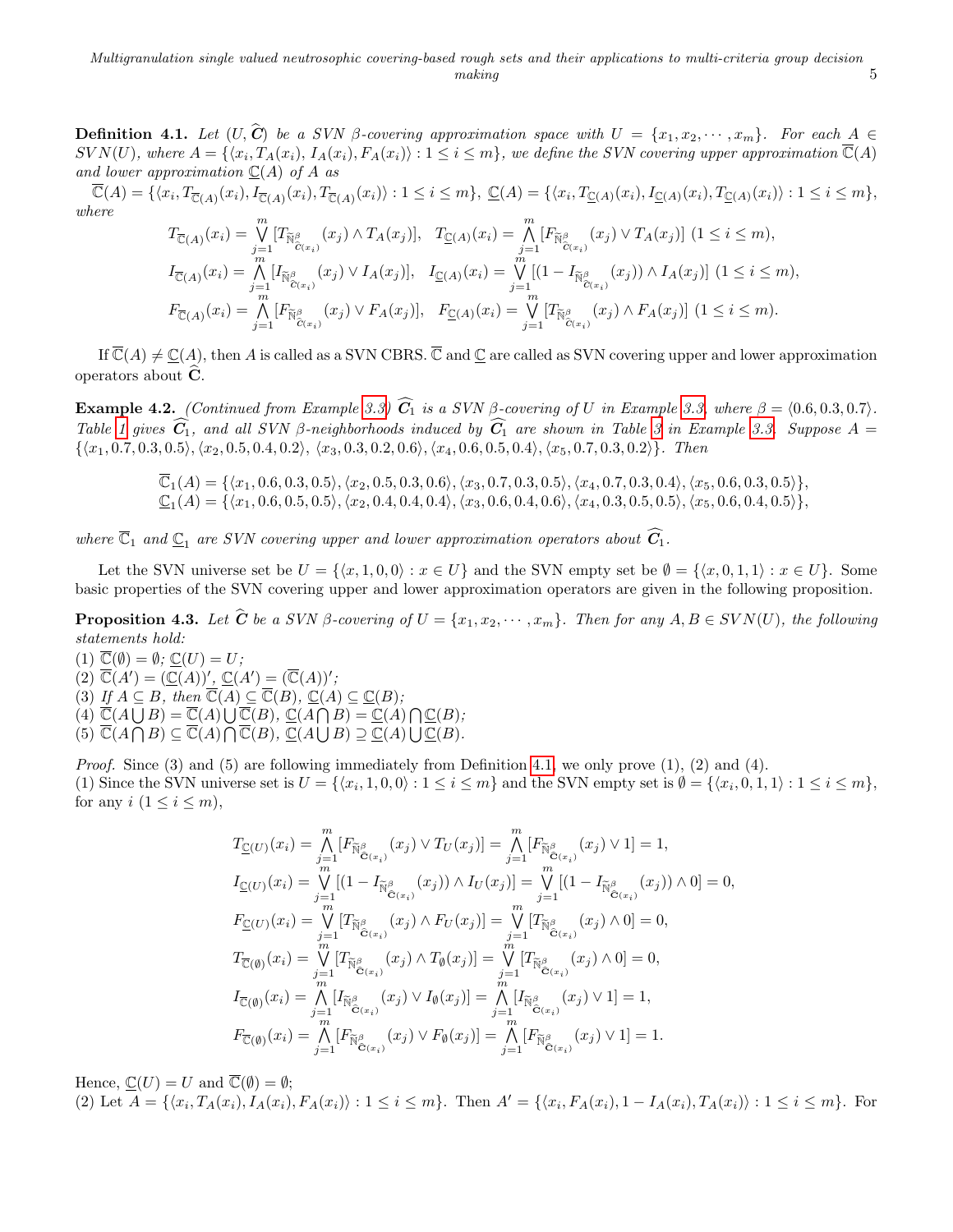**Definition 4.1.** *Let $(U, \widehat{C})$ be a SVN $\beta$-covering approximation space with $U = \{x_1, x_2, \cdots, x_m\}$. For each $A \in SVN(U)$, where $A = \{\langle x_i, T_A(x_i), I_A(x_i), F_A(x_i)\rangle : 1 \le i \le m\}$, we define the SVN covering upper approximation $\overline{\mathbb{C}}(A)$ and lower approximation $\underline{\mathbb{C}}(A)$ of $A$ as*

$$\overline{\mathbb{C}}(A) = \{\langle x_i, T_{\overline{\mathbb{C}}(A)}(x_i), I_{\overline{\mathbb{C}}(A)}(x_i), T_{\overline{\mathbb{C}}(A)}(x_i)\rangle : 1 \le i \le m\},\ \underline{\mathbb{C}}(A) = \{\langle x_i, T_{\underline{\mathbb{C}}(A)}(x_i), I_{\underline{\mathbb{C}}(A)}(x_i), T_{\underline{\mathbb{C}}(A)}(x_i)\rangle : 1 \le i \le m\},$$

*where*

$$T_{\overline{\mathbb{C}}(A)}(x_i) = \bigvee_{j=1}^{m}[T_{\widetilde{\mathbb{N}}^{\beta}_{\widehat{C}(x_i)}}(x_j) \wedge T_A(x_j)],\quad T_{\underline{\mathbb{C}}(A)}(x_i) = \bigwedge_{j=1}^{m}[F_{\widetilde{\mathbb{N}}^{\beta}_{\widehat{C}(x_i)}}(x_j) \vee T_A(x_j)]\ (1 \le i \le m),$$
$$I_{\overline{\mathbb{C}}(A)}(x_i) = \bigwedge_{j=1}^{m}[I_{\widetilde{\mathbb{N}}^{\beta}_{\widehat{C}(x_i)}}(x_j) \vee I_A(x_j)],\quad I_{\underline{\mathbb{C}}(A)}(x_i) = \bigvee_{j=1}^{m}[(1 - I_{\widetilde{\mathbb{N}}^{\beta}_{\widehat{C}(x_i)}}(x_j)) \wedge I_A(x_j)]\ (1 \le i \le m),$$
$$F_{\overline{\mathbb{C}}(A)}(x_i) = \bigwedge_{j=1}^{m}[F_{\widetilde{\mathbb{N}}^{\beta}_{\widehat{C}(x_i)}}(x_j) \vee F_A(x_j)],\quad F_{\underline{\mathbb{C}}(A)}(x_i) = \bigvee_{j=1}^{m}[T_{\widetilde{\mathbb{N}}^{\beta}_{\widehat{C}(x_i)}}(x_j) \wedge F_A(x_j)]\ (1 \le i \le m).$$

If $\overline{\mathbb{C}}(A) \ne \underline{\mathbb{C}}(A)$, then $A$ is called as a SVN CBRS. $\overline{\mathbb{C}}$ and $\underline{\mathbb{C}}$ are called as SVN covering upper and lower approximation operators about $\widehat{\mathbf{C}}$.

**Example 4.2.** *(Continued from Example 3.3) $\widehat{C_1}$ is a SVN $\beta$-covering of $U$ in Example 3.3, where $\beta = \langle 0.6, 0.3, 0.7\rangle$. Table 1 gives $\widehat{C_1}$, and all SVN $\beta$-neighborhoods induced by $\widehat{C_1}$ are shown in Table 3 in Example 3.3. Suppose $A = \{\langle x_1, 0.7, 0.3, 0.5\rangle, \langle x_2, 0.5, 0.4, 0.2\rangle, \langle x_3, 0.3, 0.2, 0.6\rangle, \langle x_4, 0.6, 0.5, 0.4\rangle, \langle x_5, 0.7, 0.3, 0.2\rangle\}$. Then*

$$\overline{\mathbb{C}}_1(A) = \{\langle x_1, 0.6, 0.3, 0.5\rangle, \langle x_2, 0.5, 0.3, 0.6\rangle, \langle x_3, 0.7, 0.3, 0.5\rangle, \langle x_4, 0.7, 0.3, 0.4\rangle, \langle x_5, 0.6, 0.3, 0.5\rangle\},$$
$$\underline{\mathbb{C}}_1(A) = \{\langle x_1, 0.6, 0.5, 0.5\rangle, \langle x_2, 0.4, 0.4, 0.4\rangle, \langle x_3, 0.6, 0.4, 0.6\rangle, \langle x_4, 0.3, 0.5, 0.5\rangle, \langle x_5, 0.6, 0.4, 0.5\rangle\},$$

*where $\overline{\mathbb{C}}_1$ and $\underline{\mathbb{C}}_1$ are SVN covering upper and lower approximation operators about $\widehat{C_1}$.*

Let the SVN universe set be $U = \{\langle x, 1, 0, 0\rangle : x \in U\}$ and the SVN empty set be $\emptyset = \{\langle x, 0, 1, 1\rangle : x \in U\}$. Some basic properties of the SVN covering upper and lower approximation operators are given in the following proposition.

**Proposition 4.3.** *Let $\widehat{C}$ be a SVN $\beta$-covering of $U = \{x_1, x_2, \cdots, x_m\}$. Then for any $A, B \in SVN(U)$, the following statements hold:*
*(1) $\overline{\mathbb{C}}(\emptyset) = \emptyset$; $\underline{\mathbb{C}}(U) = U$;*
*(2) $\overline{\mathbb{C}}(A') = (\underline{\mathbb{C}}(A))'$, $\underline{\mathbb{C}}(A') = (\overline{\mathbb{C}}(A))'$;*
*(3) If $A \subseteq B$, then $\overline{\mathbb{C}}(A) \subseteq \overline{\mathbb{C}}(B)$, $\underline{\mathbb{C}}(A) \subseteq \underline{\mathbb{C}}(B)$;*
*(4) $\overline{\mathbb{C}}(A \bigcup B) = \overline{\mathbb{C}}(A) \bigcup \overline{\mathbb{C}}(B)$, $\underline{\mathbb{C}}(A \bigcap B) = \underline{\mathbb{C}}(A) \bigcap \underline{\mathbb{C}}(B)$;*
*(5) $\overline{\mathbb{C}}(A \bigcap B) \subseteq \overline{\mathbb{C}}(A) \bigcap \overline{\mathbb{C}}(B)$, $\underline{\mathbb{C}}(A \bigcup B) \supseteq \underline{\mathbb{C}}(A) \bigcup \underline{\mathbb{C}}(B)$.*

*Proof.* Since (3) and (5) are following immediately from Definition 4.1, we only prove (1), (2) and (4).
(1) Since the SVN universe set is $U = \{\langle x_i, 1, 0, 0\rangle : 1 \le i \le m\}$ and the SVN empty set is $\emptyset = \{\langle x_i, 0, 1, 1\rangle : 1 \le i \le m\}$, for any $i$ $(1 \le i \le m)$,

$$T_{\underline{\mathbb{C}}(U)}(x_i) = \bigwedge_{j=1}^{m}[F_{\widetilde{\mathbb{N}}^{\beta}_{\widehat{\mathbf{C}}(x_i)}}(x_j) \vee T_U(x_j)] = \bigwedge_{j=1}^{m}[F_{\widetilde{\mathbb{N}}^{\beta}_{\widehat{\mathbf{C}}(x_i)}}(x_j) \vee 1] = 1,$$
$$I_{\underline{\mathbb{C}}(U)}(x_i) = \bigvee_{j=1}^{m}[(1 - I_{\widetilde{\mathbb{N}}^{\beta}_{\widehat{\mathbf{C}}(x_i)}}(x_j)) \wedge I_U(x_j)] = \bigvee_{j=1}^{m}[(1 - I_{\widetilde{\mathbb{N}}^{\beta}_{\widehat{\mathbf{C}}(x_i)}}(x_j)) \wedge 0] = 0,$$
$$F_{\underline{\mathbb{C}}(U)}(x_i) = \bigvee_{j=1}^{m}[T_{\widetilde{\mathbb{N}}^{\beta}_{\widehat{\mathbf{C}}(x_i)}}(x_j) \wedge F_U(x_j)] = \bigvee_{j=1}^{m}[T_{\widetilde{\mathbb{N}}^{\beta}_{\widehat{\mathbf{C}}(x_i)}}(x_j) \wedge 0] = 0,$$
$$T_{\overline{\mathbb{C}}(\emptyset)}(x_i) = \bigvee_{j=1}^{m}[T_{\widetilde{\mathbb{N}}^{\beta}_{\widehat{\mathbf{C}}(x_i)}}(x_j) \wedge T_{\emptyset}(x_j)] = \bigvee_{j=1}^{m}[T_{\widetilde{\mathbb{N}}^{\beta}_{\widehat{\mathbf{C}}(x_i)}}(x_j) \wedge 0] = 0,$$
$$I_{\overline{\mathbb{C}}(\emptyset)}(x_i) = \bigwedge_{j=1}^{m}[I_{\widetilde{\mathbb{N}}^{\beta}_{\widehat{\mathbf{C}}(x_i)}}(x_j) \vee I_{\emptyset}(x_j)] = \bigwedge_{j=1}^{m}[I_{\widetilde{\mathbb{N}}^{\beta}_{\widehat{\mathbf{C}}(x_i)}}(x_j) \vee 1] = 1,$$
$$F_{\overline{\mathbb{C}}(\emptyset)}(x_i) = \bigwedge_{j=1}^{m}[F_{\widetilde{\mathbb{N}}^{\beta}_{\widehat{\mathbf{C}}(x_i)}}(x_j) \vee F_{\emptyset}(x_j)] = \bigwedge_{j=1}^{m}[F_{\widetilde{\mathbb{N}}^{\beta}_{\widehat{\mathbf{C}}(x_i)}}(x_j) \vee 1] = 1.$$

Hence, $\underline{\mathbb{C}}(U) = U$ and $\overline{\mathbb{C}}(\emptyset) = \emptyset$;
(2) Let $A = \{\langle x_i, T_A(x_i), I_A(x_i), F_A(x_i)\rangle : 1 \le i \le m\}$. Then $A' = \{\langle x_i, F_A(x_i), 1 - I_A(x_i), T_A(x_i)\rangle : 1 \le i \le m\}$. For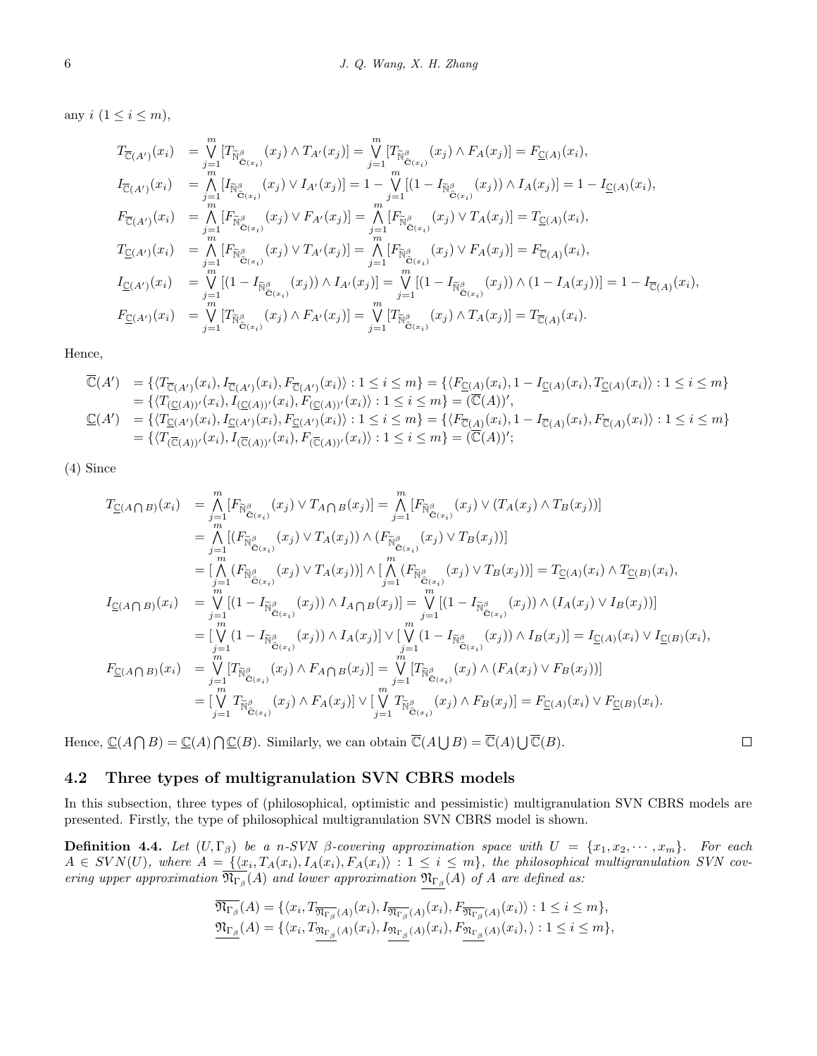any $i$ $(1 \leq i \leq m)$,

$$
\begin{aligned}
T_{\overline{\mathbb{C}}(A')}(x_i) &= \bigvee_{j=1}^{m} [T_{\widetilde{\mathbb{N}}^{\beta}_{\hat{\mathbf{C}}(x_i)}}(x_j) \wedge T_{A'}(x_j)] = \bigvee_{j=1}^{m} [T_{\widetilde{\mathbb{N}}^{\beta}_{\hat{\mathbf{C}}(x_i)}}(x_j) \wedge F_A(x_j)] = F_{\underline{\mathbb{C}}(A)}(x_i), \\
I_{\overline{\mathbb{C}}(A')}(x_i) &= \bigwedge_{j=1}^{m} [I_{\widetilde{\mathbb{N}}^{\beta}_{\hat{\mathbf{C}}(x_i)}}(x_j) \vee I_{A'}(x_j)] = 1 - \bigvee_{j=1}^{m} [(1 - I_{\widetilde{\mathbb{N}}^{\beta}_{\hat{\mathbf{C}}(x_i)}}(x_j)) \wedge I_A(x_j)] = 1 - I_{\underline{\mathbb{C}}(A)}(x_i), \\
F_{\overline{\mathbb{C}}(A')}(x_i) &= \bigwedge_{j=1}^{m} [F_{\widetilde{\mathbb{N}}^{\beta}_{\hat{\mathbf{C}}(x_i)}}(x_j) \vee F_{A'}(x_j)] = \bigwedge_{j=1}^{m} [F_{\widetilde{\mathbb{N}}^{\beta}_{\hat{\mathbf{C}}(x_i)}}(x_j) \vee T_A(x_j)] = T_{\underline{\mathbb{C}}(A)}(x_i), \\
T_{\underline{\mathbb{C}}(A')}(x_i) &= \bigwedge_{j=1}^{m} [F_{\widetilde{\mathbb{N}}^{\beta}_{\hat{\mathbf{C}}(x_i)}}(x_j) \vee T_{A'}(x_j)] = \bigwedge_{j=1}^{m} [F_{\widetilde{\mathbb{N}}^{\beta}_{\hat{\mathbf{C}}(x_i)}}(x_j) \vee F_A(x_j)] = F_{\overline{\mathbb{C}}(A)}(x_i), \\
I_{\underline{\mathbb{C}}(A')}(x_i) &= \bigvee_{j=1}^{m} [(1 - I_{\widetilde{\mathbb{N}}^{\beta}_{\hat{\mathbf{C}}(x_i)}}(x_j)) \wedge I_{A'}(x_j)] = \bigvee_{j=1}^{m} [(1 - I_{\widetilde{\mathbb{N}}^{\beta}_{\hat{\mathbf{C}}(x_i)}}(x_j)) \wedge (1 - I_A(x_j))] = 1 - I_{\overline{\mathbb{C}}(A)}(x_i), \\
F_{\underline{\mathbb{C}}(A')}(x_i) &= \bigvee_{j=1}^{m} [T_{\widetilde{\mathbb{N}}^{\beta}_{\hat{\mathbf{C}}(x_i)}}(x_j) \wedge F_{A'}(x_j)] = \bigvee_{j=1}^{m} [T_{\widetilde{\mathbb{N}}^{\beta}_{\hat{\mathbf{C}}(x_i)}}(x_j) \wedge T_A(x_j)] = T_{\overline{\mathbb{C}}(A)}(x_i).
\end{aligned}
$$

Hence,

$$
\begin{aligned}
\overline{\mathbb{C}}(A') &= \{\langle T_{\overline{\mathbb{C}}(A')}(x_i), I_{\overline{\mathbb{C}}(A')}(x_i), F_{\overline{\mathbb{C}}(A')}(x_i)\rangle : 1 \leq i \leq m\} = \{\langle F_{\underline{\mathbb{C}}(A)}(x_i), 1 - I_{\underline{\mathbb{C}}(A)}(x_i), T_{\underline{\mathbb{C}}(A)}(x_i)\rangle : 1 \leq i \leq m\} \\
&= \{\langle T_{(\underline{\mathbb{C}}(A))'}(x_i), I_{(\underline{\mathbb{C}}(A))'}(x_i), F_{(\underline{\mathbb{C}}(A))'}(x_i)\rangle : 1 \leq i \leq m\} = (\overline{\mathbb{C}}(A))', \\
\underline{\mathbb{C}}(A') &= \{\langle T_{\underline{\mathbb{C}}(A')}(x_i), I_{\underline{\mathbb{C}}(A')}(x_i), F_{\underline{\mathbb{C}}(A')}(x_i)\rangle : 1 \leq i \leq m\} = \{\langle F_{\overline{\mathbb{C}}(A)}(x_i), 1 - I_{\overline{\mathbb{C}}(A)}(x_i), F_{\overline{\mathbb{C}}(A)}(x_i)\rangle : 1 \leq i \leq m\} \\
&= \{\langle T_{(\overline{\mathbb{C}}(A))'}(x_i), I_{(\overline{\mathbb{C}}(A))'}(x_i), F_{(\overline{\mathbb{C}}(A))'}(x_i)\rangle : 1 \leq i \leq m\} = (\overline{\mathbb{C}}(A))';
\end{aligned}
$$

(4) Since

$$
\begin{aligned}
T_{\underline{\mathbb{C}}(A \bigcap B)}(x_i) &= \bigwedge_{j=1}^{m} [F_{\widetilde{\mathbb{N}}^{\beta}_{\hat{\mathbf{C}}(x_i)}}(x_j) \vee T_{A \bigcap B}(x_j)] = \bigwedge_{j=1}^{m} [F_{\widetilde{\mathbb{N}}^{\beta}_{\hat{\mathbf{C}}(x_i)}}(x_j) \vee (T_A(x_j) \wedge T_B(x_j))] \\
&= \bigwedge_{j=1}^{m} [(F_{\widetilde{\mathbb{N}}^{\beta}_{\hat{\mathbf{C}}(x_i)}}(x_j) \vee T_A(x_j)) \wedge (F_{\widetilde{\mathbb{N}}^{\beta}_{\hat{\mathbf{C}}(x_i)}}(x_j) \vee T_B(x_j))] \\
&= [\bigwedge_{j=1}^{m} (F_{\widetilde{\mathbb{N}}^{\beta}_{\hat{\mathbf{C}}(x_i)}}(x_j) \vee T_A(x_j))] \wedge [\bigwedge_{j=1}^{m} (F_{\widetilde{\mathbb{N}}^{\beta}_{\hat{\mathbf{C}}(x_i)}}(x_j) \vee T_B(x_j))] = T_{\underline{\mathbb{C}}(A)}(x_i) \wedge T_{\underline{\mathbb{C}}(B)}(x_i), \\
I_{\underline{\mathbb{C}}(A \bigcap B)}(x_i) &= \bigvee_{j=1}^{m} [(1 - I_{\widetilde{\mathbb{N}}^{\beta}_{\hat{\mathbf{C}}(x_i)}}(x_j)) \wedge I_{A \bigcap B}(x_j)] = \bigvee_{j=1}^{m} [(1 - I_{\widetilde{\mathbb{N}}^{\beta}_{\hat{\mathbf{C}}(x_i)}}(x_j)) \wedge (I_A(x_j) \vee I_B(x_j))] \\
&= [\bigvee_{j=1}^{m} (1 - I_{\widetilde{\mathbb{N}}^{\beta}_{\hat{\mathbf{C}}(x_i)}}(x_j)) \wedge I_A(x_j)] \vee [\bigvee_{j=1}^{m} (1 - I_{\widetilde{\mathbb{N}}^{\beta}_{\hat{\mathbf{C}}(x_i)}}(x_j)) \wedge I_B(x_j)] = I_{\underline{\mathbb{C}}(A)}(x_i) \vee I_{\underline{\mathbb{C}}(B)}(x_i), \\
F_{\underline{\mathbb{C}}(A \bigcap B)}(x_i) &= \bigvee_{j=1}^{m} [T_{\widetilde{\mathbb{N}}^{\beta}_{\hat{\mathbf{C}}(x_i)}}(x_j) \wedge F_{A \bigcap B}(x_j)] = \bigvee_{j=1}^{m} [T_{\widetilde{\mathbb{N}}^{\beta}_{\hat{\mathbf{C}}(x_i)}}(x_j) \wedge (F_A(x_j) \vee F_B(x_j))] \\
&= [\bigvee_{j=1}^{m} T_{\widetilde{\mathbb{N}}^{\beta}_{\hat{\mathbf{C}}(x_i)}}(x_j) \wedge F_A(x_j)] \vee [\bigvee_{j=1}^{m} T_{\widetilde{\mathbb{N}}^{\beta}_{\hat{\mathbf{C}}(x_i)}}(x_j) \wedge F_B(x_j)] = F_{\underline{\mathbb{C}}(A)}(x_i) \vee F_{\underline{\mathbb{C}}(B)}(x_i).
\end{aligned}
$$

Hence, $\underline{\mathbb{C}}(A \bigcap B) = \underline{\mathbb{C}}(A) \bigcap \underline{\mathbb{C}}(B)$. Similarly, we can obtain $\overline{\mathbb{C}}(A \bigcup B) = \overline{\mathbb{C}}(A) \bigcup \overline{\mathbb{C}}(B)$. □

## 4.2 Three types of multigranulation SVN CBRS models

In this subsection, three types of (philosophical, optimistic and pessimistic) multigranulation SVN CBRS models are presented. Firstly, the type of philosophical multigranulation SVN CBRS model is shown.

**Definition 4.4.** *Let $(U, \Gamma_\beta)$ be a n-SVN $\beta$-covering approximation space with $U = \{x_1, x_2, \cdots, x_m\}$. For each $A \in SVN(U)$, where $A = \{\langle x_i, T_A(x_i), I_A(x_i), F_A(x_i)\rangle : 1 \leq i \leq m\}$, the philosophical multigranulation SVN covering upper approximation $\overline{\mathfrak{N}_{\Gamma_\beta}}(A)$ and lower approximation $\underline{\mathfrak{N}_{\Gamma_\beta}}(A)$ of $A$ are defined as:*

$$
\begin{aligned}
\overline{\mathfrak{N}_{\Gamma_\beta}}(A) &= \{\langle x_i, T_{\overline{\mathfrak{N}_{\Gamma_\beta}}(A)}(x_i), I_{\overline{\mathfrak{N}_{\Gamma_\beta}}(A)}(x_i), F_{\overline{\mathfrak{N}_{\Gamma_\beta}}(A)}(x_i)\rangle : 1 \leq i \leq m\}, \\
\underline{\mathfrak{N}_{\Gamma_\beta}}(A) &= \{\langle x_i, T_{\underline{\mathfrak{N}_{\Gamma_\beta}}(A)}(x_i), I_{\underline{\mathfrak{N}_{\Gamma_\beta}}(A)}(x_i), F_{\underline{\mathfrak{N}_{\Gamma_\beta}}(A)}(x_i), \rangle : 1 \leq i \leq m\},
\end{aligned}
$$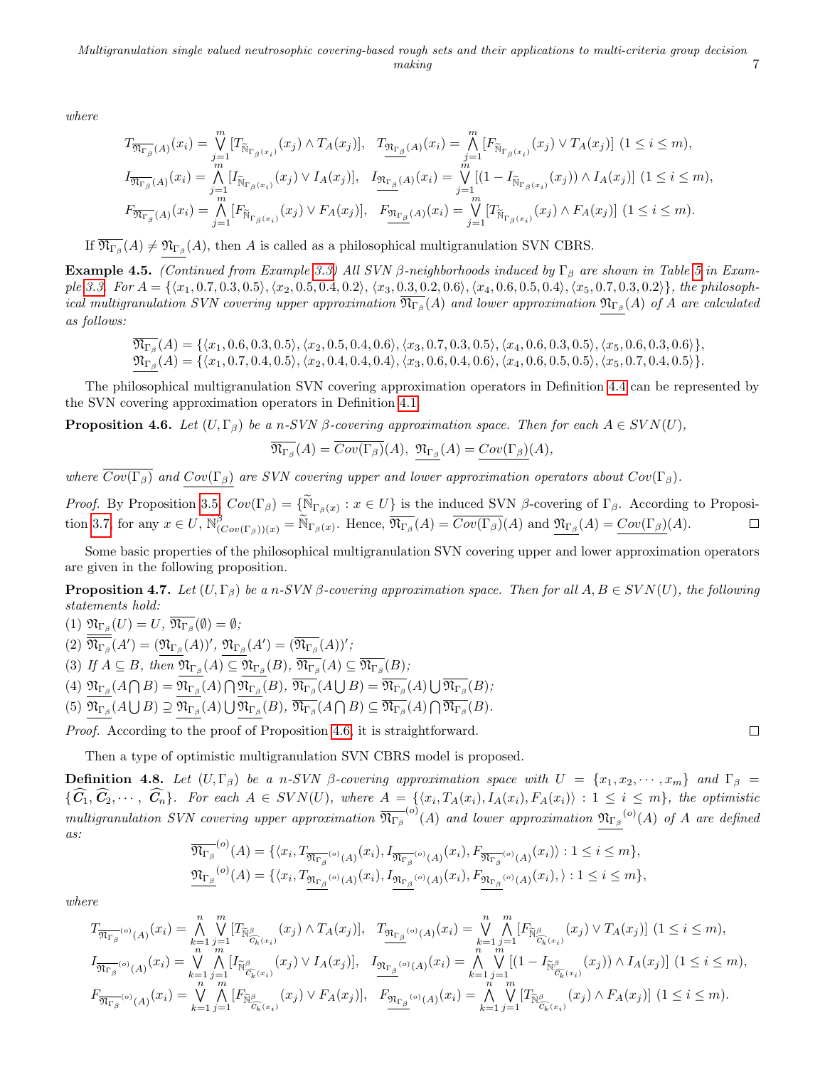where

$$T_{\overline{\mathfrak{N}_{\Gamma_\beta}}(A)}(x_i) = \bigvee_{j=1}^{m}[T_{\widetilde{\mathbb{N}}_{\Gamma_\beta(x_i)}}(x_j) \wedge T_A(x_j)],\quad T_{\underline{\mathfrak{N}_{\Gamma_\beta}}(A)}(x_i) = \bigwedge_{j=1}^{m}[F_{\widetilde{\mathbb{N}}_{\Gamma_\beta(x_i)}}(x_j) \vee T_A(x_j)]\ (1 \leq i \leq m),$$

$$I_{\overline{\mathfrak{N}_{\Gamma_\beta}}(A)}(x_i) = \bigwedge_{j=1}^{m}[I_{\widetilde{\mathbb{N}}_{\Gamma_\beta(x_i)}}(x_j) \vee I_A(x_j)],\quad I_{\underline{\mathfrak{N}_{\Gamma_\beta}}(A)}(x_i) = \bigvee_{j=1}^{m}[(1 - I_{\widetilde{\mathbb{N}}_{\Gamma_\beta(x_i)}}(x_j)) \wedge I_A(x_j)]\ (1 \leq i \leq m),$$

$$F_{\overline{\mathfrak{N}_{\Gamma_\beta}}(A)}(x_i) = \bigwedge_{j=1}^{m}[F_{\widetilde{\mathbb{N}}_{\Gamma_\beta(x_i)}}(x_j) \vee F_A(x_j)],\quad F_{\underline{\mathfrak{N}_{\Gamma_\beta}}(A)}(x_i) = \bigvee_{j=1}^{m}[T_{\widetilde{\mathbb{N}}_{\Gamma_\beta(x_i)}}(x_j) \wedge F_A(x_j)]\ (1 \leq i \leq m).$$

If $\overline{\mathfrak{N}_{\Gamma_\beta}}(A) \neq \underline{\mathfrak{N}_{\Gamma_\beta}}(A)$, then $A$ is called as a philosophical multigranulation SVN CBRS.

**Example 4.5.** *(Continued from Example 3.3) All SVN β-neighborhoods induced by $\Gamma_\beta$ are shown in Table 5 in Example 3.3. For $A = \{\langle x_1, 0.7, 0.3, 0.5\rangle, \langle x_2, 0.5, 0.4, 0.2\rangle, \langle x_3, 0.3, 0.2, 0.6\rangle, \langle x_4, 0.6, 0.5, 0.4\rangle, \langle x_5, 0.7, 0.3, 0.2\rangle\}$, the philosophical multigranulation SVN covering upper approximation $\overline{\mathfrak{N}_{\Gamma_\beta}}(A)$ and lower approximation $\underline{\mathfrak{N}_{\Gamma_\beta}}(A)$ of $A$ are calculated as follows:*

$$\overline{\mathfrak{N}_{\Gamma_\beta}}(A) = \{\langle x_1, 0.6, 0.3, 0.5\rangle, \langle x_2, 0.5, 0.4, 0.6\rangle, \langle x_3, 0.7, 0.3, 0.5\rangle, \langle x_4, 0.6, 0.3, 0.5\rangle, \langle x_5, 0.6, 0.3, 0.6\rangle\},$$
$$\underline{\mathfrak{N}_{\Gamma_\beta}}(A) = \{\langle x_1, 0.7, 0.4, 0.5\rangle, \langle x_2, 0.4, 0.4, 0.4\rangle, \langle x_3, 0.6, 0.4, 0.6\rangle, \langle x_4, 0.6, 0.5, 0.5\rangle, \langle x_5, 0.7, 0.4, 0.5\rangle\}.$$

The philosophical multigranulation SVN covering approximation operators in Definition 4.4 can be represented by the SVN covering approximation operators in Definition 4.1.

**Proposition 4.6.** *Let $(U, \Gamma_\beta)$ be a n-SVN β-covering approximation space. Then for each $A \in SVN(U)$,*

$$\overline{\mathfrak{N}_{\Gamma_\beta}}(A) = \overline{Cov(\Gamma_\beta)}(A),\ \underline{\mathfrak{N}_{\Gamma_\beta}}(A) = \underline{Cov(\Gamma_\beta)}(A),$$

*where $\overline{Cov(\Gamma_\beta)}$ and $\underline{Cov(\Gamma_\beta)}$ are SVN covering upper and lower approximation operators about $Cov(\Gamma_\beta)$.*

*Proof.* By Proposition 3.5, $Cov(\Gamma_\beta) = \{\widetilde{\mathbb{N}}_{\Gamma_\beta(x)} : x \in U\}$ is the induced SVN β-covering of $\Gamma_\beta$. According to Proposition 3.7, for any $x \in U$, $\mathbb{N}^{\beta}_{(Cov(\Gamma_\beta))(x)} = \widetilde{\mathbb{N}}_{\Gamma_\beta(x)}$. Hence, $\overline{\mathfrak{N}_{\Gamma_\beta}}(A) = \overline{Cov(\Gamma_\beta)}(A)$ and $\underline{\mathfrak{N}_{\Gamma_\beta}}(A) = \underline{Cov(\Gamma_\beta)}(A)$. □

Some basic properties of the philosophical multigranulation SVN covering upper and lower approximation operators are given in the following proposition.

**Proposition 4.7.** *Let $(U, \Gamma_\beta)$ be a n-SVN β-covering approximation space. Then for all $A, B \in SVN(U)$, the following statements hold:*

(1) $\underline{\mathfrak{N}_{\Gamma_\beta}}(U) = U$, $\overline{\mathfrak{N}_{\Gamma_\beta}}(\emptyset) = \emptyset$;

(2) $\overline{\mathfrak{N}_{\Gamma_\beta}}(A') = (\underline{\mathfrak{N}_{\Gamma_\beta}}(A))'$, $\underline{\mathfrak{N}_{\Gamma_\beta}}(A') = (\overline{\mathfrak{N}_{\Gamma_\beta}}(A))'$;

(3) If $A \subseteq B$, then $\underline{\mathfrak{N}_{\Gamma_\beta}}(A) \subseteq \underline{\mathfrak{N}_{\Gamma_\beta}}(B)$, $\overline{\mathfrak{N}_{\Gamma_\beta}}(A) \subseteq \overline{\mathfrak{N}_{\Gamma_\beta}}(B)$;

(4) $\underline{\mathfrak{N}_{\Gamma_\beta}}(A \bigcap B) = \underline{\mathfrak{N}_{\Gamma_\beta}}(A) \bigcap \underline{\mathfrak{N}_{\Gamma_\beta}}(B)$, $\overline{\mathfrak{N}_{\Gamma_\beta}}(A \bigcup B) = \overline{\mathfrak{N}_{\Gamma_\beta}}(A) \bigcup \overline{\mathfrak{N}_{\Gamma_\beta}}(B)$;

(5) $\underline{\mathfrak{N}_{\Gamma_\beta}}(A \bigcup B) \supseteq \underline{\mathfrak{N}_{\Gamma_\beta}}(A) \bigcup \underline{\mathfrak{N}_{\Gamma_\beta}}(B)$, $\overline{\mathfrak{N}_{\Gamma_\beta}}(A \bigcap B) \subseteq \overline{\mathfrak{N}_{\Gamma_\beta}}(A) \bigcap \overline{\mathfrak{N}_{\Gamma_\beta}}(B)$.

*Proof.* According to the proof of Proposition 4.6, it is straightforward. □

Then a type of optimistic multigranulation SVN CBRS model is proposed.

**Definition 4.8.** *Let $(U, \Gamma_\beta)$ be a n-SVN β-covering approximation space with $U = \{x_1, x_2, \cdots, x_m\}$ and $\Gamma_\beta = \{\widehat{C_1}, \widehat{C_2}, \cdots, \widehat{C_n}\}$. For each $A \in SVN(U)$, where $A = \{\langle x_i, T_A(x_i), I_A(x_i), F_A(x_i)\rangle : 1 \leq i \leq m\}$, the optimistic multigranulation SVN covering upper approximation $\overline{\mathfrak{N}_{\Gamma_\beta}}^{(o)}(A)$ and lower approximation $\underline{\mathfrak{N}_{\Gamma_\beta}}^{(o)}(A)$ of $A$ are defined as:*

$$\overline{\mathfrak{N}_{\Gamma_\beta}}^{(o)}(A) = \{\langle x_i, T_{\overline{\mathfrak{N}_{\Gamma_\beta}}^{(o)}(A)}(x_i), I_{\overline{\mathfrak{N}_{\Gamma_\beta}}^{(o)}(A)}(x_i), F_{\overline{\mathfrak{N}_{\Gamma_\beta}}^{(o)}(A)}(x_i)\rangle : 1 \leq i \leq m\},$$
$$\underline{\mathfrak{N}_{\Gamma_\beta}}^{(o)}(A) = \{\langle x_i, T_{\underline{\mathfrak{N}_{\Gamma_\beta}}^{(o)}(A)}(x_i), I_{\underline{\mathfrak{N}_{\Gamma_\beta}}^{(o)}(A)}(x_i), F_{\underline{\mathfrak{N}_{\Gamma_\beta}}^{(o)}(A)}(x_i), \rangle : 1 \leq i \leq m\},$$

where

$$T_{\overline{\mathfrak{N}_{\Gamma_\beta}}^{(o)}(A)}(x_i) = \bigwedge_{k=1}^{n}\bigvee_{j=1}^{m}[T_{\widetilde{\mathbb{N}}^{\beta}_{\widehat{C_k}(x_i)}}(x_j) \wedge T_A(x_j)],\quad T_{\underline{\mathfrak{N}_{\Gamma_\beta}}^{(o)}(A)}(x_i) = \bigvee_{k=1}^{n}\bigwedge_{j=1}^{m}[F_{\widetilde{\mathbb{N}}^{\beta}_{\widehat{C_k}(x_i)}}(x_j) \vee T_A(x_j)]\ (1 \leq i \leq m),$$

$$I_{\overline{\mathfrak{N}_{\Gamma_\beta}}^{(o)}(A)}(x_i) = \bigvee_{k=1}^{n}\bigwedge_{j=1}^{m}[I_{\widetilde{\mathbb{N}}^{\beta}_{\widehat{C_k}(x_i)}}(x_j) \vee I_A(x_j)],\quad I_{\underline{\mathfrak{N}_{\Gamma_\beta}}^{(o)}(A)}(x_i) = \bigwedge_{k=1}^{n}\bigvee_{j=1}^{m}[(1 - I_{\widetilde{\mathbb{N}}^{\beta}_{\widehat{C_k}(x_i)}}(x_j)) \wedge I_A(x_j)]\ (1 \leq i \leq m),$$

$$F_{\overline{\mathfrak{N}_{\Gamma_\beta}}^{(o)}(A)}(x_i) = \bigvee_{k=1}^{n}\bigwedge_{j=1}^{m}[F_{\widetilde{\mathbb{N}}^{\beta}_{\widehat{C_k}(x_i)}}(x_j) \vee F_A(x_j)],\quad F_{\underline{\mathfrak{N}_{\Gamma_\beta}}^{(o)}(A)}(x_i) = \bigwedge_{k=1}^{n}\bigvee_{j=1}^{m}[T_{\widetilde{\mathbb{N}}^{\beta}_{\widehat{C_k}(x_i)}}(x_j) \wedge F_A(x_j)]\ (1 \leq i \leq m).$$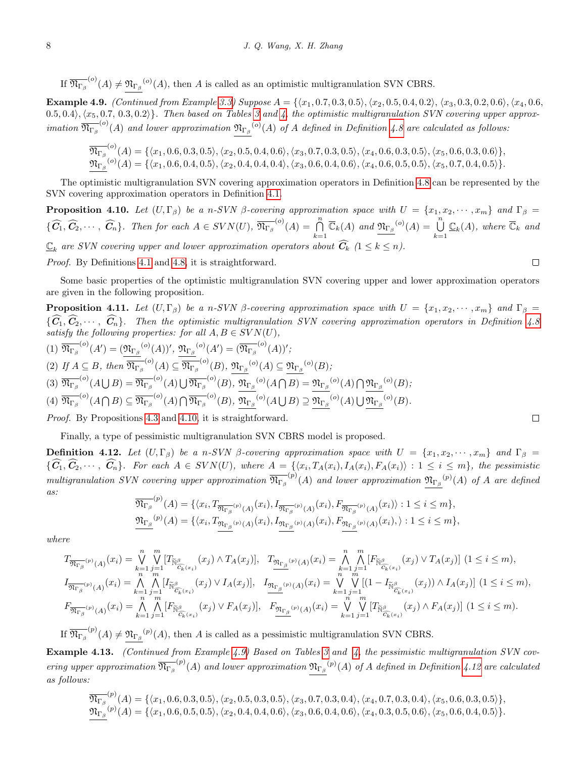If $\overline{\mathfrak{N}_{\Gamma_\beta}}^{(o)}(A) \neq \underline{\mathfrak{N}_{\Gamma_\beta}}^{(o)}(A)$, then $A$ is called as an optimistic multigranulation SVN CBRS.

**Example 4.9.** *(Continued from Example 3.3) Suppose $A = \{\langle x_1, 0.7, 0.3, 0.5\rangle, \langle x_2, 0.5, 0.4, 0.2\rangle, \langle x_3, 0.3, 0.2, 0.6\rangle, \langle x_4, 0.6, 0.5, 0.4\rangle, \langle x_5, 0.7, 0.3, 0.2\rangle\}$. Then based on Tables 3 and 4, the optimistic multigranulation SVN covering upper approximation $\overline{\mathfrak{N}_{\Gamma_\beta}}^{(o)}(A)$ and lower approximation $\underline{\mathfrak{N}_{\Gamma_\beta}}^{(o)}(A)$ of $A$ defined in Definition 4.8 are calculated as follows:*

$$\overline{\mathfrak{N}_{\Gamma_\beta}}^{(o)}(A) = \{\langle x_1, 0.6, 0.3, 0.5\rangle, \langle x_2, 0.5, 0.4, 0.6\rangle, \langle x_3, 0.7, 0.3, 0.5\rangle, \langle x_4, 0.6, 0.3, 0.5\rangle, \langle x_5, 0.6, 0.3, 0.6\rangle\},$$
$$\underline{\mathfrak{N}_{\Gamma_\beta}}^{(o)}(A) = \{\langle x_1, 0.6, 0.4, 0.5\rangle, \langle x_2, 0.4, 0.4, 0.4\rangle, \langle x_3, 0.6, 0.4, 0.6\rangle, \langle x_4, 0.6, 0.5, 0.5\rangle, \langle x_5, 0.7, 0.4, 0.5\rangle\}.$$

The optimistic multigranulation SVN covering approximation operators in Definition 4.8 can be represented by the SVN covering approximation operators in Definition 4.1.

**Proposition 4.10.** *Let $(U, \Gamma_\beta)$ be a n-SVN $\beta$-covering approximation space with $U = \{x_1, x_2, \cdots, x_m\}$ and $\Gamma_\beta = \{\widehat{C_1}, \widehat{C_2}, \cdots, \widehat{C_n}\}$. Then for each $A \in SVN(U)$, $\overline{\mathfrak{N}_{\Gamma_\beta}}^{(o)}(A) = \bigcap_{k=1}^{n} \overline{\mathbb{C}}_k(A)$ and $\underline{\mathfrak{N}_{\Gamma_\beta}}^{(o)}(A) = \bigcup_{k=1}^{n} \underline{\mathbb{C}}_k(A)$, where $\overline{\mathbb{C}}_k$ and $\underline{\mathbb{C}}_k$ are SVN covering upper and lower approximation operators about $\widehat{C_k}$ $(1 \leq k \leq n)$.*

*Proof.* By Definitions 4.1 and 4.8, it is straightforward. □

Some basic properties of the optimistic multigranulation SVN covering upper and lower approximation operators are given in the following proposition.

**Proposition 4.11.** *Let $(U, \Gamma_\beta)$ be a n-SVN $\beta$-covering approximation space with $U = \{x_1, x_2, \cdots, x_m\}$ and $\Gamma_\beta = \{\widehat{C_1}, \widehat{C_2}, \cdots, \widehat{C_n}\}$. Then the optimistic multigranulation SVN covering approximation operators in Definition 4.8 satisfy the following properties: for all $A, B \in SVN(U)$,*

*(1) $\overline{\mathfrak{N}_{\Gamma_\beta}}^{(o)}(A') = (\underline{\mathfrak{N}_{\Gamma_\beta}}^{(o)}(A))'$, $\underline{\mathfrak{N}_{\Gamma_\beta}}^{(o)}(A') = (\overline{\mathfrak{N}_{\Gamma_\beta}}^{(o)}(A))'$;*

*(2) If $A \subseteq B$, then $\overline{\mathfrak{N}_{\Gamma_\beta}}^{(o)}(A) \subseteq \overline{\mathfrak{N}_{\Gamma_\beta}}^{(o)}(B)$, $\underline{\mathfrak{N}_{\Gamma_\beta}}^{(o)}(A) \subseteq \underline{\mathfrak{N}_{\Gamma_\beta}}^{(o)}(B)$;*

*(3) $\overline{\mathfrak{N}_{\Gamma_\beta}}^{(o)}(A \bigcup B) = \overline{\mathfrak{N}_{\Gamma_\beta}}^{(o)}(A) \bigcup \overline{\mathfrak{N}_{\Gamma_\beta}}^{(o)}(B)$, $\underline{\mathfrak{N}_{\Gamma_\beta}}^{(o)}(A \bigcap B) = \underline{\mathfrak{N}_{\Gamma_\beta}}^{(o)}(A) \bigcap \underline{\mathfrak{N}_{\Gamma_\beta}}^{(o)}(B)$;*

*(4) $\overline{\mathfrak{N}_{\Gamma_\beta}}^{(o)}(A \bigcap B) \subseteq \overline{\mathfrak{N}_{\Gamma_\beta}}^{(o)}(A) \bigcap \overline{\mathfrak{N}_{\Gamma_\beta}}^{(o)}(B)$, $\underline{\mathfrak{N}_{\Gamma_\beta}}^{(o)}(A \bigcup B) \supseteq \underline{\mathfrak{N}_{\Gamma_\beta}}^{(o)}(A) \bigcup \underline{\mathfrak{N}_{\Gamma_\beta}}^{(o)}(B)$.*

*Proof.* By Propositions 4.3 and 4.10, it is straightforward. □

Finally, a type of pessimistic multigranulation SVN CBRS model is proposed.

**Definition 4.12.** *Let $(U, \Gamma_\beta)$ be a n-SVN $\beta$-covering approximation space with $U = \{x_1, x_2, \cdots, x_m\}$ and $\Gamma_\beta = \{\widehat{C_1}, \widehat{C_2}, \cdots, \widehat{C_n}\}$. For each $A \in SVN(U)$, where $A = \{\langle x_i, T_A(x_i), I_A(x_i), F_A(x_i)\rangle : 1 \leq i \leq m\}$, the pessimistic multigranulation SVN covering upper approximation $\overline{\mathfrak{N}_{\Gamma_\beta}}^{(p)}(A)$ and lower approximation $\underline{\mathfrak{N}_{\Gamma_\beta}}^{(p)}(A)$ of $A$ are defined as:*

$$\overline{\mathfrak{N}_{\Gamma_\beta}}^{(p)}(A) = \{\langle x_i, T_{\overline{\mathfrak{N}_{\Gamma_\beta}}^{(p)}(A)}(x_i), I_{\overline{\mathfrak{N}_{\Gamma_\beta}}^{(p)}(A)}(x_i), F_{\overline{\mathfrak{N}_{\Gamma_\beta}}^{(p)}(A)}(x_i)\rangle : 1 \leq i \leq m\},$$
$$\underline{\mathfrak{N}_{\Gamma_\beta}}^{(p)}(A) = \{\langle x_i, T_{\underline{\mathfrak{N}_{\Gamma_\beta}}^{(p)}(A)}(x_i), I_{\underline{\mathfrak{N}_{\Gamma_\beta}}^{(p)}(A)}(x_i), F_{\underline{\mathfrak{N}_{\Gamma_\beta}}^{(p)}(A)}(x_i), \rangle : 1 \leq i \leq m\},$$

*where*

$$T_{\overline{\mathfrak{N}_{\Gamma_\beta}}^{(p)}(A)}(x_i) = \bigvee_{k=1}^{n}\bigvee_{j=1}^{m}[T_{\widetilde{\mathbb{N}}^{\beta}_{\widehat{C_k}(x_i)}}(x_j) \wedge T_A(x_j)], \quad T_{\underline{\mathfrak{N}_{\Gamma_\beta}}^{(p)}(A)}(x_i) = \bigwedge_{k=1}^{n}\bigwedge_{j=1}^{m}[F_{\widetilde{\mathbb{N}}^{\beta}_{\widehat{C_k}(x_i)}}(x_j) \vee T_A(x_j)] \ (1 \leq i \leq m),$$

$$I_{\overline{\mathfrak{N}_{\Gamma_\beta}}^{(p)}(A)}(x_i) = \bigwedge_{k=1}^{n}\bigwedge_{j=1}^{m}[I_{\widetilde{\mathbb{N}}^{\beta}_{\widehat{C_k}(x_i)}}(x_j) \vee I_A(x_j)], \quad I_{\underline{\mathfrak{N}_{\Gamma_\beta}}^{(p)}(A)}(x_i) = \bigvee_{k=1}^{n}\bigvee_{j=1}^{m}[(1 - I_{\widetilde{\mathbb{N}}^{\beta}_{\widehat{C_k}(x_i)}}(x_j)) \wedge I_A(x_j)] \ (1 \leq i \leq m),$$

$$F_{\overline{\mathfrak{N}_{\Gamma_\beta}}^{(p)}(A)}(x_i) = \bigwedge_{k=1}^{n}\bigwedge_{j=1}^{m}[F_{\widetilde{\mathbb{N}}^{\beta}_{\widehat{C_k}(x_i)}}(x_j) \vee F_A(x_j)], \quad F_{\underline{\mathfrak{N}_{\Gamma_\beta}}^{(p)}(A)}(x_i) = \bigvee_{k=1}^{n}\bigvee_{j=1}^{m}[T_{\widetilde{\mathbb{N}}^{\beta}_{\widehat{C_k}(x_i)}}(x_j) \wedge F_A(x_j)] \ (1 \leq i \leq m).$$

If $\overline{\mathfrak{N}_{\Gamma_\beta}}^{(p)}(A) \neq \underline{\mathfrak{N}_{\Gamma_\beta}}^{(p)}(A)$, then $A$ is called as a pessimistic multigranulation SVN CBRS.

**Example 4.13.** *(Continued from Example 4.9) Based on Tables 3 and 4, the pessimistic multigranulation SVN covering upper approximation $\overline{\mathfrak{N}_{\Gamma_\beta}}^{(p)}(A)$ and lower approximation $\underline{\mathfrak{N}_{\Gamma_\beta}}^{(p)}(A)$ of $A$ defined in Definition 4.12 are calculated as follows:*

$$\overline{\mathfrak{N}_{\Gamma_\beta}}^{(p)}(A) = \{\langle x_1, 0.6, 0.3, 0.5\rangle, \langle x_2, 0.5, 0.3, 0.5\rangle, \langle x_3, 0.7, 0.3, 0.4\rangle, \langle x_4, 0.7, 0.3, 0.4\rangle, \langle x_5, 0.6, 0.3, 0.5\rangle\},$$
$$\underline{\mathfrak{N}_{\Gamma_\beta}}^{(p)}(A) = \{\langle x_1, 0.6, 0.5, 0.5\rangle, \langle x_2, 0.4, 0.4, 0.6\rangle, \langle x_3, 0.6, 0.4, 0.6\rangle, \langle x_4, 0.3, 0.5, 0.6\rangle, \langle x_5, 0.6, 0.4, 0.5\rangle\}.$$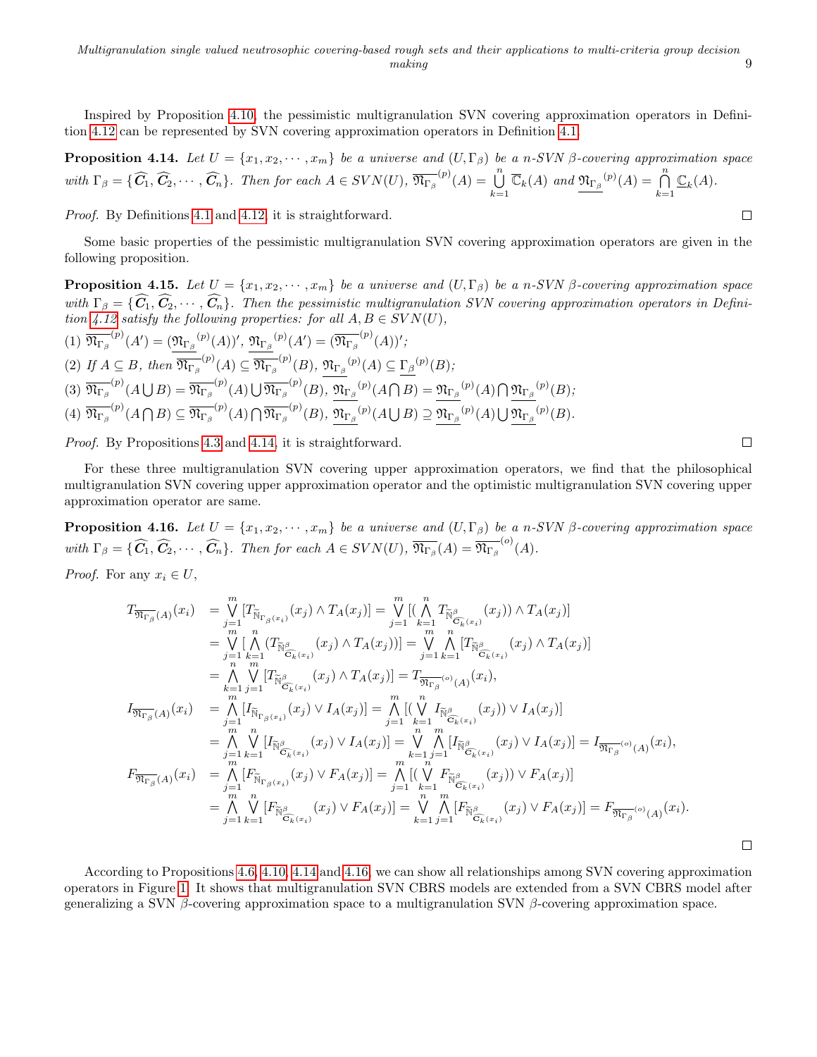Inspired by Proposition 4.10, the pessimistic multigranulation SVN covering approximation operators in Definition 4.12 can be represented by SVN covering approximation operators in Definition 4.1.

**Proposition 4.14.** *Let $U = \{x_1, x_2, \cdots, x_m\}$ be a universe and $(U, \Gamma_\beta)$ be a n-SVN $\beta$-covering approximation space with $\Gamma_\beta = \{\widehat{C_1}, \widehat{C_2}, \cdots, \widehat{C_n}\}$. Then for each $A \in SVN(U)$, $\overline{\mathfrak{N}_{\Gamma_\beta}}^{(p)}(A) = \bigcup_{k=1}^{n} \overline{\mathbb{C}}_k(A)$ and $\underline{\mathfrak{N}_{\Gamma_\beta}}^{(p)}(A) = \bigcap_{k=1}^{n} \underline{\mathbb{C}}_k(A)$.*

*Proof.* By Definitions 4.1 and 4.12, it is straightforward. $\square$

Some basic properties of the pessimistic multigranulation SVN covering approximation operators are given in the following proposition.

**Proposition 4.15.** *Let $U = \{x_1, x_2, \cdots, x_m\}$ be a universe and $(U, \Gamma_\beta)$ be a n-SVN $\beta$-covering approximation space with $\Gamma_\beta = \{\widehat{C_1}, \widehat{C_2}, \cdots, \widehat{C_n}\}$. Then the pessimistic multigranulation SVN covering approximation operators in Definition 4.12 satisfy the following properties: for all $A, B \in SVN(U)$,*

(1) $\overline{\mathfrak{N}_{\Gamma_\beta}}^{(p)}(A') = (\underline{\mathfrak{N}_{\Gamma_\beta}}^{(p)}(A))'$, $\underline{\mathfrak{N}_{\Gamma_\beta}}^{(p)}(A') = (\overline{\mathfrak{N}_{\Gamma_\beta}}^{(p)}(A))'$;

(2) If $A \subseteq B$, then $\overline{\mathfrak{N}_{\Gamma_\beta}}^{(p)}(A) \subseteq \overline{\mathfrak{N}_{\Gamma_\beta}}^{(p)}(B)$, $\underline{\mathfrak{N}_{\Gamma_\beta}}^{(p)}(A) \subseteq \underline{\Gamma_\beta}^{(p)}(B)$;

(3) $\overline{\mathfrak{N}_{\Gamma_\beta}}^{(p)}(A \bigcup B) = \overline{\mathfrak{N}_{\Gamma_\beta}}^{(p)}(A) \bigcup \overline{\mathfrak{N}_{\Gamma_\beta}}^{(p)}(B)$, $\underline{\mathfrak{N}_{\Gamma_\beta}}^{(p)}(A \bigcap B) = \underline{\mathfrak{N}_{\Gamma_\beta}}^{(p)}(A) \bigcap \underline{\mathfrak{N}_{\Gamma_\beta}}^{(p)}(B)$;

(4) $\overline{\mathfrak{N}_{\Gamma_\beta}}^{(p)}(A \bigcap B) \subseteq \overline{\mathfrak{N}_{\Gamma_\beta}}^{(p)}(A) \bigcap \overline{\mathfrak{N}_{\Gamma_\beta}}^{(p)}(B)$, $\underline{\mathfrak{N}_{\Gamma_\beta}}^{(p)}(A \bigcup B) \supseteq \underline{\mathfrak{N}_{\Gamma_\beta}}^{(p)}(A) \bigcup \underline{\mathfrak{N}_{\Gamma_\beta}}^{(p)}(B)$.

*Proof.* By Propositions 4.3 and 4.14, it is straightforward. $\square$

For these three multigranulation SVN covering upper approximation operators, we find that the philosophical multigranulation SVN covering upper approximation operator and the optimistic multigranulation SVN covering upper approximation operator are same.

**Proposition 4.16.** *Let $U = \{x_1, x_2, \cdots, x_m\}$ be a universe and $(U, \Gamma_\beta)$ be a n-SVN $\beta$-covering approximation space with $\Gamma_\beta = \{\widehat{C_1}, \widehat{C_2}, \cdots, \widehat{C_n}\}$. Then for each $A \in SVN(U)$, $\overline{\mathfrak{N}_{\Gamma_\beta}}(A) = \overline{\mathfrak{N}_{\Gamma_\beta}}^{(o)}(A)$.*

*Proof.* For any $x_i \in U$,

$$
\begin{aligned}
T_{\overline{\mathfrak{N}_{\Gamma_\beta}}(A)}(x_i) &= \bigvee_{j=1}^{m}[T_{\widetilde{\mathbb{N}}_{\Gamma_\beta(x_i)}}(x_j) \wedge T_A(x_j)] = \bigvee_{j=1}^{m}[(\bigwedge_{k=1}^{n} T_{\widetilde{\mathbb{N}}^{\beta}_{\widehat{C_k}(x_i)}}(x_j)) \wedge T_A(x_j)] \\
&= \bigvee_{j=1}^{m}[\bigwedge_{k=1}^{n}(T_{\widetilde{\mathbb{N}}^{\beta}_{\widehat{C_k}(x_i)}}(x_j) \wedge T_A(x_j))] = \bigvee_{j=1}^{m}\bigwedge_{k=1}^{n}[T_{\widetilde{\mathbb{N}}^{\beta}_{\widehat{C_k}(x_i)}}(x_j) \wedge T_A(x_j)] \\
&= \bigwedge_{k=1}^{n}\bigvee_{j=1}^{m}[T_{\widetilde{\mathbb{N}}^{\beta}_{\widehat{C_k}(x_i)}}(x_j) \wedge T_A(x_j)] = T_{\overline{\mathfrak{N}_{\Gamma_\beta}}^{(o)}(A)}(x_i), \\
I_{\overline{\mathfrak{N}_{\Gamma_\beta}}(A)}(x_i) &= \bigwedge_{j=1}^{m}[I_{\widetilde{\mathbb{N}}_{\Gamma_\beta(x_i)}}(x_j) \vee I_A(x_j)] = \bigwedge_{j=1}^{m}[(\bigvee_{k=1}^{n} I_{\widetilde{\mathbb{N}}^{\beta}_{\widehat{C_k}(x_i)}}(x_j)) \vee I_A(x_j)] \\
&= \bigwedge_{j=1}^{m}\bigvee_{k=1}^{n}[I_{\widetilde{\mathbb{N}}^{\beta}_{\widehat{C_k}(x_i)}}(x_j) \vee I_A(x_j)] = \bigvee_{k=1}^{n}\bigwedge_{j=1}^{m}[I_{\widetilde{\mathbb{N}}^{\beta}_{\widehat{C_k}(x_i)}}(x_j) \vee I_A(x_j)] = I_{\overline{\mathfrak{N}_{\Gamma_\beta}}^{(o)}(A)}(x_i), \\
F_{\overline{\mathfrak{N}_{\Gamma_\beta}}(A)}(x_i) &= \bigwedge_{j=1}^{m}[F_{\widetilde{\mathbb{N}}_{\Gamma_\beta(x_i)}}(x_j) \vee F_A(x_j)] = \bigwedge_{j=1}^{m}[(\bigvee_{k=1}^{n} F_{\widetilde{\mathbb{N}}^{\beta}_{\widehat{C_k}(x_i)}}(x_j)) \vee F_A(x_j)] \\
&= \bigwedge_{j=1}^{m}\bigvee_{k=1}^{n}[F_{\widetilde{\mathbb{N}}^{\beta}_{\widehat{C_k}(x_i)}}(x_j) \vee F_A(x_j)] = \bigvee_{k=1}^{n}\bigwedge_{j=1}^{m}[F_{\widetilde{\mathbb{N}}^{\beta}_{\widehat{C_k}(x_i)}}(x_j) \vee F_A(x_j)] = F_{\overline{\mathfrak{N}_{\Gamma_\beta}}^{(o)}(A)}(x_i).
\end{aligned}
$$

$\square$

According to Propositions 4.6, 4.10, 4.14 and 4.16, we can show all relationships among SVN covering approximation operators in Figure 1. It shows that multigranulation SVN CBRS models are extended from a SVN CBRS model after generalizing a SVN $\beta$-covering approximation space to a multigranulation SVN $\beta$-covering approximation space.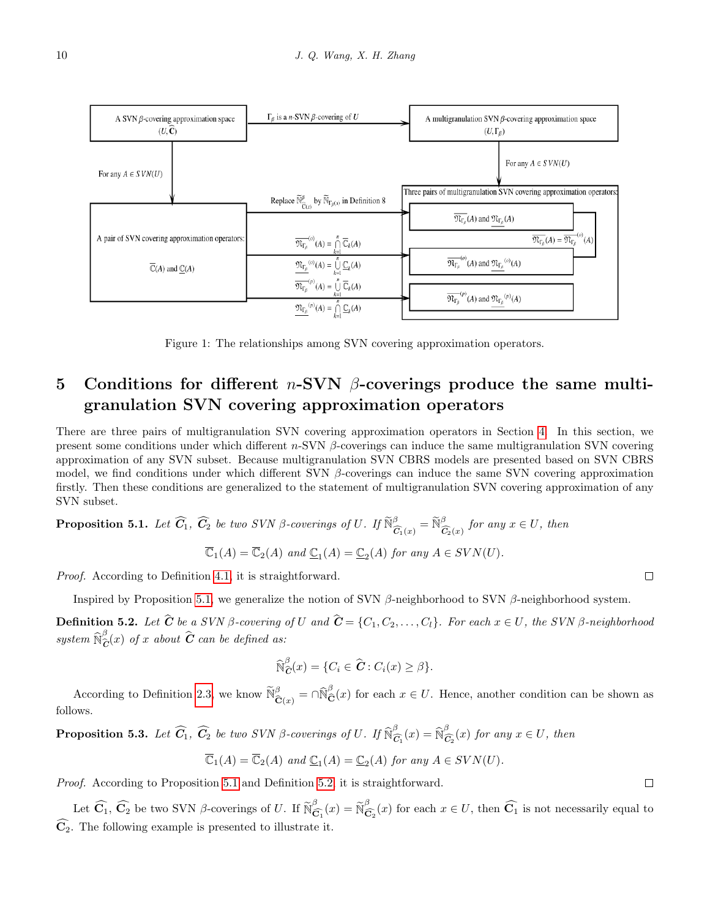Figure 1: The relationships among SVN covering approximation operators.

## 5 Conditions for different $n$-SVN $\beta$-coverings produce the same multigranulation SVN covering approximation operators

There are three pairs of multigranulation SVN covering approximation operators in Section 4. In this section, we present some conditions under which different $n$-SVN $\beta$-coverings can induce the same multigranulation SVN covering approximation of any SVN subset. Because multigranulation SVN CBRS models are presented based on SVN CBRS model, we find conditions under which different SVN $\beta$-coverings can induce the same SVN covering approximation firstly. Then these conditions are generalized to the statement of multigranulation SVN covering approximation of any SVN subset.

**Proposition 5.1.** *Let $\widehat{C_1}$, $\widehat{C_2}$ be two SVN $\beta$-coverings of $U$. If $\widetilde{\mathbb{N}}^{\beta}_{\widehat{C_1}(x)} = \widetilde{\mathbb{N}}^{\beta}_{\widehat{C_2}(x)}$ for any $x \in U$, then*

$$\overline{\mathbb{C}}_1(A) = \overline{\mathbb{C}}_2(A) \text{ and } \underline{\mathbb{C}}_1(A) = \underline{\mathbb{C}}_2(A) \text{ for any } A \in SVN(U).$$

*Proof.* According to Definition 4.1, it is straightforward. □

Inspired by Proposition 5.1, we generalize the notion of SVN $\beta$-neighborhood to SVN $\beta$-neighborhood system.

**Definition 5.2.** *Let $\widehat{C}$ be a SVN $\beta$-covering of $U$ and $\widehat{C} = \{C_1, C_2, \ldots, C_l\}$. For each $x \in U$, the SVN $\beta$-neighborhood system $\widehat{\mathbb{N}}^{\beta}_{\widehat{C}}(x)$ of $x$ about $\widehat{C}$ can be defined as:*

$$\widehat{\mathbb{N}}^{\beta}_{\widehat{C}}(x) = \{C_i \in \widehat{C} : C_i(x) \geq \beta\}.$$

According to Definition 2.3, we know $\widetilde{\mathbb{N}}^{\beta}_{\widehat{\mathbf{C}}(x)} = \cap \widehat{\mathbb{N}}^{\beta}_{\widehat{\mathbf{C}}}(x)$ for each $x \in U$. Hence, another condition can be shown as follows.

**Proposition 5.3.** *Let $\widehat{C_1}$, $\widehat{C_2}$ be two SVN $\beta$-coverings of $U$. If $\widehat{\mathbb{N}}^{\beta}_{\widehat{C_1}}(x) = \widehat{\mathbb{N}}^{\beta}_{\widehat{C_2}}(x)$ for any $x \in U$, then*

$$\overline{\mathbb{C}}_1(A) = \overline{\mathbb{C}}_2(A) \text{ and } \underline{\mathbb{C}}_1(A) = \underline{\mathbb{C}}_2(A) \text{ for any } A \in SVN(U).$$

*Proof.* According to Proposition 5.1 and Definition 5.2, it is straightforward. □

Let $\widehat{\mathbf{C}_1}$, $\widehat{\mathbf{C}_2}$ be two SVN $\beta$-coverings of $U$. If $\widetilde{\mathbb{N}}^{\beta}_{\widehat{\mathbf{C}_1}}(x) = \widetilde{\mathbb{N}}^{\beta}_{\widehat{\mathbf{C}_2}}(x)$ for each $x \in U$, then $\widehat{\mathbf{C}_1}$ is not necessarily equal to $\widehat{\mathbf{C}_2}$. The following example is presented to illustrate it.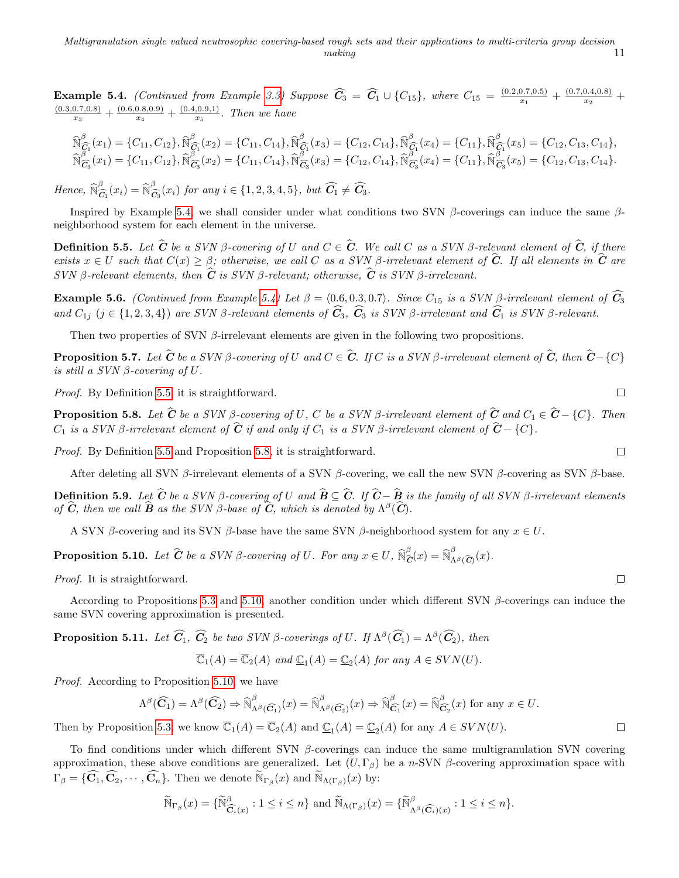**Example 5.4.** *(Continued from Example 3.3) Suppose $\widehat{\boldsymbol{C}}_3 = \widehat{\boldsymbol{C}}_1 \cup \{C_{15}\}$, where $C_{15} = \frac{\langle 0.2,0.7,0.5\rangle}{x_1} + \frac{\langle 0.7,0.4,0.8\rangle}{x_2} + \frac{\langle 0.3,0.7,0.8\rangle}{x_3} + \frac{\langle 0.6,0.8,0.9\rangle}{x_4} + \frac{\langle 0.4,0.9,1\rangle}{x_5}$. Then we have*

$$\widehat{\mathbb{N}}^{\beta}_{\widehat{\boldsymbol{C}}_1}(x_1) = \{C_{11}, C_{12}\}, \widehat{\mathbb{N}}^{\beta}_{\widehat{\boldsymbol{C}}_1}(x_2) = \{C_{11}, C_{14}\}, \widehat{\mathbb{N}}^{\beta}_{\widehat{\boldsymbol{C}}_1}(x_3) = \{C_{12}, C_{14}\}, \widehat{\mathbb{N}}^{\beta}_{\widehat{\boldsymbol{C}}_1}(x_4) = \{C_{11}\}, \widehat{\mathbb{N}}^{\beta}_{\widehat{\boldsymbol{C}}_1}(x_5) = \{C_{12}, C_{13}, C_{14}\},$$
$$\widehat{\mathbb{N}}^{\beta}_{\widehat{\boldsymbol{C}}_3}(x_1) = \{C_{11}, C_{12}\}, \widehat{\mathbb{N}}^{\beta}_{\widehat{\boldsymbol{C}}_3}(x_2) = \{C_{11}, C_{14}\}, \widehat{\mathbb{N}}^{\beta}_{\widehat{\boldsymbol{C}}_3}(x_3) = \{C_{12}, C_{14}\}, \widehat{\mathbb{N}}^{\beta}_{\widehat{\boldsymbol{C}}_3}(x_4) = \{C_{11}\}, \widehat{\mathbb{N}}^{\beta}_{\widehat{\boldsymbol{C}}_3}(x_5) = \{C_{12}, C_{13}, C_{14}\}.$$

*Hence, $\widehat{\mathbb{N}}^{\beta}_{\widehat{\boldsymbol{C}}_1}(x_i) = \widehat{\mathbb{N}}^{\beta}_{\widehat{\boldsymbol{C}}_3}(x_i)$ for any $i \in \{1, 2, 3, 4, 5\}$, but $\widehat{\boldsymbol{C}}_1 \neq \widehat{\boldsymbol{C}}_3$.*

Inspired by Example 5.4, we shall consider under what conditions two SVN $\beta$-coverings can induce the same $\beta$-neighborhood system for each element in the universe.

**Definition 5.5.** *Let $\widehat{\boldsymbol{C}}$ be a SVN $\beta$-covering of $U$ and $C \in \widehat{\boldsymbol{C}}$. We call $C$ as a SVN $\beta$-relevant element of $\widehat{\boldsymbol{C}}$, if there exists $x \in U$ such that $C(x) \geq \beta$; otherwise, we call $C$ as a SVN $\beta$-irrelevant element of $\widehat{\boldsymbol{C}}$. If all elements in $\widehat{\boldsymbol{C}}$ are SVN $\beta$-relevant elements, then $\widehat{\boldsymbol{C}}$ is SVN $\beta$-relevant; otherwise, $\widehat{\boldsymbol{C}}$ is SVN $\beta$-irrelevant.*

**Example 5.6.** *(Continued from Example 5.4) Let $\beta = \langle 0.6, 0.3, 0.7\rangle$. Since $C_{15}$ is a SVN $\beta$-irrelevant element of $\widehat{\boldsymbol{C}}_3$ and $C_{1j}$ $(j \in \{1, 2, 3, 4\})$ are SVN $\beta$-relevant elements of $\widehat{\boldsymbol{C}}_3$, $\widehat{\boldsymbol{C}}_3$ is SVN $\beta$-irrelevant and $\widehat{\boldsymbol{C}}_1$ is SVN $\beta$-relevant.*

Then two properties of SVN $\beta$-irrelevant elements are given in the following two propositions.

**Proposition 5.7.** *Let $\widehat{\boldsymbol{C}}$ be a SVN $\beta$-covering of $U$ and $C \in \widehat{\boldsymbol{C}}$. If $C$ is a SVN $\beta$-irrelevant element of $\widehat{\boldsymbol{C}}$, then $\widehat{\boldsymbol{C}} - \{C\}$ is still a SVN $\beta$-covering of $U$.*

*Proof.* By Definition 5.5, it is straightforward. □

**Proposition 5.8.** *Let $\widehat{\boldsymbol{C}}$ be a SVN $\beta$-covering of $U$, $C$ be a SVN $\beta$-irrelevant element of $\widehat{\boldsymbol{C}}$ and $C_1 \in \widehat{\boldsymbol{C}} - \{C\}$. Then $C_1$ is a SVN $\beta$-irrelevant element of $\widehat{\boldsymbol{C}}$ if and only if $C_1$ is a SVN $\beta$-irrelevant element of $\widehat{\boldsymbol{C}} - \{C\}$.*

*Proof.* By Definition 5.5 and Proposition 5.8, it is straightforward. □

After deleting all SVN $\beta$-irrelevant elements of a SVN $\beta$-covering, we call the new SVN $\beta$-covering as SVN $\beta$-base.

**Definition 5.9.** *Let $\widehat{\boldsymbol{C}}$ be a SVN $\beta$-covering of $U$ and $\widehat{\boldsymbol{B}} \subseteq \widehat{\boldsymbol{C}}$. If $\widehat{\boldsymbol{C}} - \widehat{\boldsymbol{B}}$ is the family of all SVN $\beta$-irrelevant elements of $\widehat{\boldsymbol{C}}$, then we call $\widehat{\boldsymbol{B}}$ as the SVN $\beta$-base of $\widehat{\boldsymbol{C}}$, which is denoted by $\Lambda^{\beta}(\widehat{\boldsymbol{C}})$.*

A SVN $\beta$-covering and its SVN $\beta$-base have the same SVN $\beta$-neighborhood system for any $x \in U$.

**Proposition 5.10.** *Let $\widehat{\boldsymbol{C}}$ be a SVN $\beta$-covering of $U$. For any $x \in U$, $\widehat{\mathbb{N}}^{\beta}_{\widehat{\boldsymbol{C}}}(x) = \widehat{\mathbb{N}}^{\beta}_{\Lambda^{\beta}(\widehat{\boldsymbol{C}})}(x)$.*

*Proof.* It is straightforward. □

According to Propositions 5.3 and 5.10, another condition under which different SVN $\beta$-coverings can induce the same SVN covering approximation is presented.

**Proposition 5.11.** *Let $\widehat{\boldsymbol{C}}_1$, $\widehat{\boldsymbol{C}}_2$ be two SVN $\beta$-coverings of $U$. If $\Lambda^{\beta}(\widehat{\boldsymbol{C}}_1) = \Lambda^{\beta}(\widehat{\boldsymbol{C}}_2)$, then*

$$\overline{\mathbb{C}}_1(A) = \overline{\mathbb{C}}_2(A) \text{ and } \underline{\mathbb{C}}_1(A) = \underline{\mathbb{C}}_2(A) \text{ for any } A \in SVN(U).$$

*Proof.* According to Proposition 5.10, we have

$$\Lambda^{\beta}(\widehat{\boldsymbol{C}}_1) = \Lambda^{\beta}(\widehat{\boldsymbol{C}}_2) \Rightarrow \widehat{\mathbb{N}}^{\beta}_{\Lambda^{\beta}(\widehat{\boldsymbol{C}}_1)}(x) = \widehat{\mathbb{N}}^{\beta}_{\Lambda^{\beta}(\widehat{\boldsymbol{C}}_2)}(x) \Rightarrow \widehat{\mathbb{N}}^{\beta}_{\widehat{\boldsymbol{C}}_1}(x) = \widehat{\mathbb{N}}^{\beta}_{\widehat{\boldsymbol{C}}_2}(x) \text{ for any } x \in U.$$

Then by Proposition 5.3, we know $\overline{\mathbb{C}}_1(A) = \overline{\mathbb{C}}_2(A)$ and $\underline{\mathbb{C}}_1(A) = \underline{\mathbb{C}}_2(A)$ for any $A \in SVN(U)$. □

To find conditions under which different SVN $\beta$-coverings can induce the same multigranulation SVN covering approximation, these above conditions are generalized. Let $(U, \Gamma_{\beta})$ be a $n$-SVN $\beta$-covering approximation space with $\Gamma_{\beta} = \{\widehat{\boldsymbol{C}}_1, \widehat{\boldsymbol{C}}_2, \cdots, \widehat{\boldsymbol{C}}_n\}$. Then we denote $\widetilde{\mathbb{N}}_{\Gamma_{\beta}}(x)$ and $\widetilde{\mathbb{N}}_{\Lambda(\Gamma_{\beta})}(x)$ by:

$$\widetilde{\mathbb{N}}_{\Gamma_{\beta}}(x) = \{\widetilde{\mathbb{N}}^{\beta}_{\widehat{\boldsymbol{C}}_i(x)} : 1 \leq i \leq n\} \text{ and } \widetilde{\mathbb{N}}_{\Lambda(\Gamma_{\beta})}(x) = \{\widetilde{\mathbb{N}}^{\beta}_{\Lambda^{\beta}(\widehat{\boldsymbol{C}}_i)(x)} : 1 \leq i \leq n\}.$$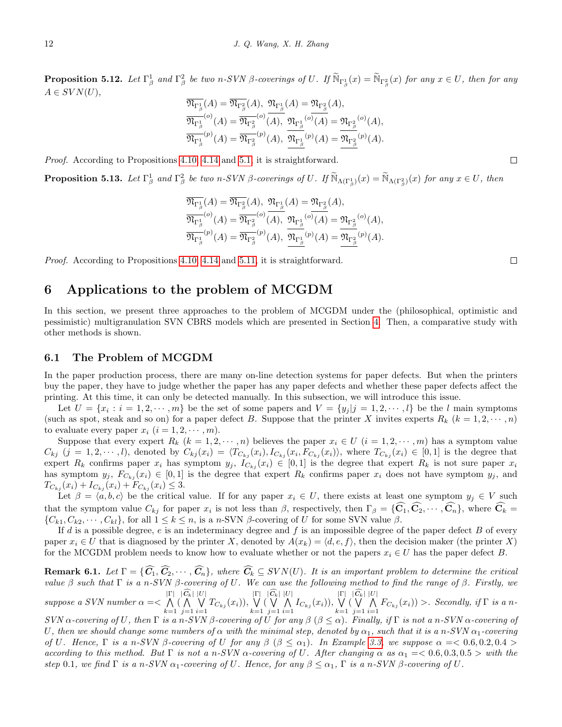**Proposition 5.12.** *Let $\Gamma^1_\beta$ and $\Gamma^2_\beta$ be two n-SVN β-coverings of U. If $\widetilde{\mathbb{N}}_{\Gamma^1_\beta}(x) = \widetilde{\mathbb{N}}_{\Gamma^2_\beta}(x)$ for any $x \in U$, then for any $A \in SVN(U)$,*

$$\overline{\mathfrak{N}_{\Gamma^1_\beta}}(A) = \overline{\mathfrak{N}_{\Gamma^2_\beta}}(A),\ \underline{\mathfrak{N}_{\Gamma^1_\beta}}(A) = \underline{\mathfrak{N}_{\Gamma^2_\beta}}(A),$$
$$\overline{\mathfrak{N}_{\Gamma^1_\beta}}^{(o)}(A) = \overline{\mathfrak{N}_{\Gamma^2_\beta}}^{(o)}(A),\ \underline{\mathfrak{N}_{\Gamma^1_\beta}}^{(o)}(A) = \underline{\mathfrak{N}_{\Gamma^2_\beta}}^{(o)}(A),$$
$$\overline{\mathfrak{N}_{\Gamma^1_\beta}}^{(p)}(A) = \overline{\mathfrak{N}_{\Gamma^2_\beta}}^{(p)}(A),\ \underline{\mathfrak{N}_{\Gamma^1_\beta}}^{(p)}(A) = \underline{\mathfrak{N}_{\Gamma^2_\beta}}^{(p)}(A).$$

*Proof.* According to Propositions 4.10, 4.14 and 5.1, it is straightforward. □

**Proposition 5.13.** *Let $\Gamma^1_\beta$ and $\Gamma^2_\beta$ be two n-SVN β-coverings of U. If $\widetilde{\mathbb{N}}_{\Lambda(\Gamma^1_\beta)}(x) = \widetilde{\mathbb{N}}_{\Lambda(\Gamma^2_\beta)}(x)$ for any $x \in U$, then*

$$\overline{\mathfrak{N}_{\Gamma^1_\beta}}(A) = \overline{\mathfrak{N}_{\Gamma^2_\beta}}(A),\ \underline{\mathfrak{N}_{\Gamma^1_\beta}}(A) = \underline{\mathfrak{N}_{\Gamma^2_\beta}}(A),$$
$$\overline{\mathfrak{N}_{\Gamma^1_\beta}}^{(o)}(A) = \overline{\mathfrak{N}_{\Gamma^2_\beta}}^{(o)}(A),\ \underline{\mathfrak{N}_{\Gamma^1_\beta}}^{(o)}(A) = \underline{\mathfrak{N}_{\Gamma^2_\beta}}^{(o)}(A),$$
$$\overline{\mathfrak{N}_{\Gamma^1_\beta}}^{(p)}(A) = \overline{\mathfrak{N}_{\Gamma^2_\beta}}^{(p)}(A),\ \underline{\mathfrak{N}_{\Gamma^1_\beta}}^{(p)}(A) = \underline{\mathfrak{N}_{\Gamma^2_\beta}}^{(p)}(A).$$

*Proof.* According to Propositions 4.10, 4.14 and 5.11, it is straightforward. □

# 6 Applications to the problem of MCGDM

In this section, we present three approaches to the problem of MCGDM under the (philosophical, optimistic and pessimistic) multigranulation SVN CBRS models which are presented in Section 4. Then, a comparative study with other methods is shown.

## 6.1 The Problem of MCGDM

In the paper production process, there are many on-line detection systems for paper defects. But when the printers buy the paper, they have to judge whether the paper has any paper defects and whether these paper defects affect the printing. At this time, it can only be detected manually. In this subsection, we will introduce this issue.

Let $U = \{x_i : i = 1, 2, \cdots, m\}$ be the set of some papers and $V = \{y_j | j = 1, 2, \cdots, l\}$ be the $l$ main symptoms (such as spot, steak and so on) for a paper defect $B$. Suppose that the printer $X$ invites experts $R_k$ $(k = 1, 2, \cdots, n)$ to evaluate every paper $x_i$ $(i = 1, 2, \cdots, m)$.

Suppose that every expert $R_k$ $(k = 1, 2, \cdots, n)$ believes the paper $x_i \in U$ $(i = 1, 2, \cdots, m)$ has a symptom value $C_{kj}$ $(j = 1, 2, \cdots, l)$, denoted by $C_{kj}(x_i) = \langle T_{C_{kj}}(x_i), I_{C_{kj}}(x_i, F_{C_{kj}}(x_i)\rangle$, where $T_{C_{kj}}(x_i) \in [0, 1]$ is the degree that expert $R_k$ confirms paper $x_i$ has symptom $y_j$, $I_{C_{kj}}(x_i) \in [0, 1]$ is the degree that expert $R_k$ is not sure paper $x_i$ has symptom $y_j$, $F_{C_{kj}}(x_i) \in [0, 1]$ is the degree that expert $R_k$ confirms paper $x_i$ does not have symptom $y_j$, and $T_{C_{kj}}(x_i) + I_{C_{kj}}(x_i) + F_{C_{kj}}(x_i) \leq 3$.

Let $\beta = \langle a, b, c\rangle$ be the critical value. If for any paper $x_i \in U$, there exists at least one symptom $y_j \in V$ such that the symptom value $C_{kj}$ for paper $x_i$ is not less than $\beta$, respectively, then $\Gamma_\beta = \{\widehat{C_1}, \widehat{C_2}, \cdots, \widehat{C_n}\}$, where $\widehat{C_k} = \{C_{k1}, C_{k2}, \cdots, C_{kl}\}$, for all $1 \leq k \leq n$, is a $n$-SVN $\beta$-covering of $U$ for some SVN value $\beta$.

If $d$ is a possible degree, $e$ is an indeterminacy degree and $f$ is an impossible degree of the paper defect $B$ of every paper $x_i \in U$ that is diagnosed by the printer $X$, denoted by $A(x_k) = \langle d, e, f\rangle$, then the decision maker (the printer $X$) for the MCGDM problem needs to know how to evaluate whether or not the papers $x_i \in U$ has the paper defect $B$.

**Remark 6.1.** *Let $\Gamma = \{\widehat{C_1}, \widehat{C_2}, \cdots, \widehat{C_n}\}$, where $\widehat{C_k} \subseteq SVN(U)$. It is an important problem to determine the critical value β such that Γ is a n-SVN β-covering of U. We can use the following method to find the range of β. Firstly, we suppose a SVN number* $\alpha = < \bigwedge_{k=1}^{|\Gamma|}(\bigwedge_{j=1}^{|\widehat{C_k}|}\bigvee_{i=1}^{|U|} T_{C_{kj}}(x_i)), \bigvee_{k=1}^{|\Gamma|}(\bigvee_{j=1}^{|\widehat{C_k}|}\bigwedge_{i=1}^{|U|} I_{C_{kj}}(x_i)), \bigvee_{k=1}^{|\Gamma|}(\bigvee_{j=1}^{|\widehat{C_k}|}\bigwedge_{i=1}^{|U|} F_{C_{kj}}(x_i)) >$*. Secondly, if Γ is a n-SVN α-covering of U, then Γ is a n-SVN β-covering of U for any β (β ≤ α). Finally, if Γ is not a n-SVN α-covering of U, then we should change some numbers of α with the minimal step, denoted by $\alpha_1$, such that it is a n-SVN $\alpha_1$-covering of U. Hence, Γ is a n-SVN β-covering of U for any β (β ≤ $\alpha_1$). In Example 3.3, we suppose* $\alpha =< 0.6, 0.2, 0.4 >$ *according to this method. But Γ is not a n-SVN α-covering of U. After changing α as* $\alpha_1 =< 0.6, 0.3, 0.5 >$ *with the step 0.1, we find Γ is a n-SVN $\alpha_1$-covering of U. Hence, for any β ≤ $\alpha_1$, Γ is a n-SVN β-covering of U.*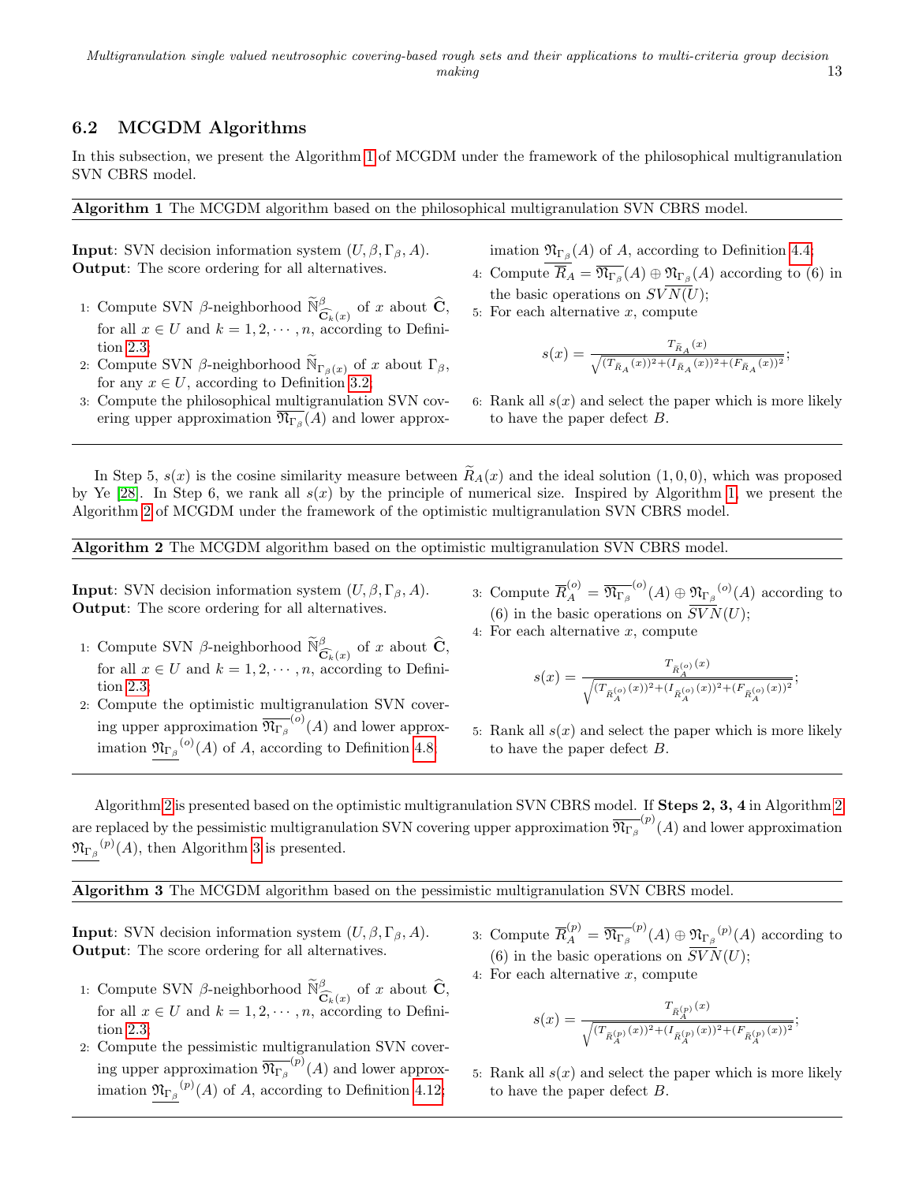## 6.2 MCGDM Algorithms

In this subsection, we present the Algorithm 1 of MCGDM under the framework of the philosophical multigranulation SVN CBRS model.

**Algorithm 1** The MCGDM algorithm based on the philosophical multigranulation SVN CBRS model.

**Input**: SVN decision information system $(U, \beta, \Gamma_\beta, A)$.
**Output**: The score ordering for all alternatives.

1: Compute SVN $\beta$-neighborhood $\widetilde{\mathbb{N}}^{\beta}_{\widehat{\mathbf{C}}_k(x)}$ of $x$ about $\widehat{\mathbf{C}}$, for all $x \in U$ and $k = 1, 2, \cdots, n$, according to Definition 2.3;
2: Compute SVN $\beta$-neighborhood $\widetilde{\mathbb{N}}_{\Gamma_\beta(x)}$ of $x$ about $\Gamma_\beta$, for any $x \in U$, according to Definition 3.2;
3: Compute the philosophical multigranulation SVN covering upper approximation $\overline{\mathfrak{N}_{\Gamma_\beta}}(A)$ and lower approximation $\underline{\mathfrak{N}_{\Gamma_\beta}}(A)$ of $A$, according to Definition 4.4;
4: Compute $\overline{R}_A = \overline{\mathfrak{N}_{\Gamma_\beta}}(A) \oplus \underline{\mathfrak{N}_{\Gamma_\beta}}(A)$ according to (6) in the basic operations on $SVN(U)$;
5: For each alternative $x$, compute

$$s(x) = \frac{T_{\widetilde{R}_A}(x)}{\sqrt{(T_{\widetilde{R}_A}(x))^2 + (I_{\widetilde{R}_A}(x))^2 + (F_{\widetilde{R}_A}(x))^2}};$$

6: Rank all $s(x)$ and select the paper which is more likely to have the paper defect $B$.

In Step 5, $s(x)$ is the cosine similarity measure between $\widetilde{R}_A(x)$ and the ideal solution $(1, 0, 0)$, which was proposed by Ye [28]. In Step 6, we rank all $s(x)$ by the principle of numerical size. Inspired by Algorithm 1, we present the Algorithm 2 of MCGDM under the framework of the optimistic multigranulation SVN CBRS model.

**Algorithm 2** The MCGDM algorithm based on the optimistic multigranulation SVN CBRS model.

**Input**: SVN decision information system $(U, \beta, \Gamma_\beta, A)$.
**Output**: The score ordering for all alternatives.

1: Compute SVN $\beta$-neighborhood $\widetilde{\mathbb{N}}^{\beta}_{\widehat{\mathbf{C}}_k(x)}$ of $x$ about $\widehat{\mathbf{C}}$, for all $x \in U$ and $k = 1, 2, \cdots, n$, according to Definition 2.3;
2: Compute the optimistic multigranulation SVN covering upper approximation $\overline{\mathfrak{N}_{\Gamma_\beta}}^{(o)}(A)$ and lower approximation $\underline{\mathfrak{N}_{\Gamma_\beta}}^{(o)}(A)$ of $A$, according to Definition 4.8;
3: Compute $\overline{R}^{(o)}_A = \overline{\mathfrak{N}_{\Gamma_\beta}}^{(o)}(A) \oplus \underline{\mathfrak{N}_{\Gamma_\beta}}^{(o)}(A)$ according to (6) in the basic operations on $SVN(U)$;
4: For each alternative $x$, compute

$$s(x) = \frac{T_{\widetilde{R}^{(o)}_A}(x)}{\sqrt{(T_{\widetilde{R}^{(o)}_A}(x))^2 + (I_{\widetilde{R}^{(o)}_A}(x))^2 + (F_{\widetilde{R}^{(o)}_A}(x))^2}};$$

5: Rank all $s(x)$ and select the paper which is more likely to have the paper defect $B$.

Algorithm 2 is presented based on the optimistic multigranulation SVN CBRS model. If **Steps 2, 3, 4** in Algorithm 2 are replaced by the pessimistic multigranulation SVN covering upper approximation $\overline{\mathfrak{N}_{\Gamma_\beta}}^{(p)}(A)$ and lower approximation $\underline{\mathfrak{N}_{\Gamma_\beta}}^{(p)}(A)$, then Algorithm 3 is presented.

**Algorithm 3** The MCGDM algorithm based on the pessimistic multigranulation SVN CBRS model.

**Input**: SVN decision information system $(U, \beta, \Gamma_\beta, A)$.
**Output**: The score ordering for all alternatives.

1: Compute SVN $\beta$-neighborhood $\widetilde{\mathbb{N}}^{\beta}_{\widehat{\mathbf{C}}_k(x)}$ of $x$ about $\widehat{\mathbf{C}}$, for all $x \in U$ and $k = 1, 2, \cdots, n$, according to Definition 2.3;
2: Compute the pessimistic multigranulation SVN covering upper approximation $\overline{\mathfrak{N}_{\Gamma_\beta}}^{(p)}(A)$ and lower approximation $\underline{\mathfrak{N}_{\Gamma_\beta}}^{(p)}(A)$ of $A$, according to Definition 4.12;
3: Compute $\overline{R}^{(p)}_A = \overline{\mathfrak{N}_{\Gamma_\beta}}^{(p)}(A) \oplus \underline{\mathfrak{N}_{\Gamma_\beta}}^{(p)}(A)$ according to (6) in the basic operations on $SVN(U)$;
4: For each alternative $x$, compute

$$s(x) = \frac{T_{\widetilde{R}^{(p)}_A}(x)}{\sqrt{(T_{\widetilde{R}^{(p)}_A}(x))^2 + (I_{\widetilde{R}^{(p)}_A}(x))^2 + (F_{\widetilde{R}^{(p)}_A}(x))^2}};$$

5: Rank all $s(x)$ and select the paper which is more likely to have the paper defect $B$.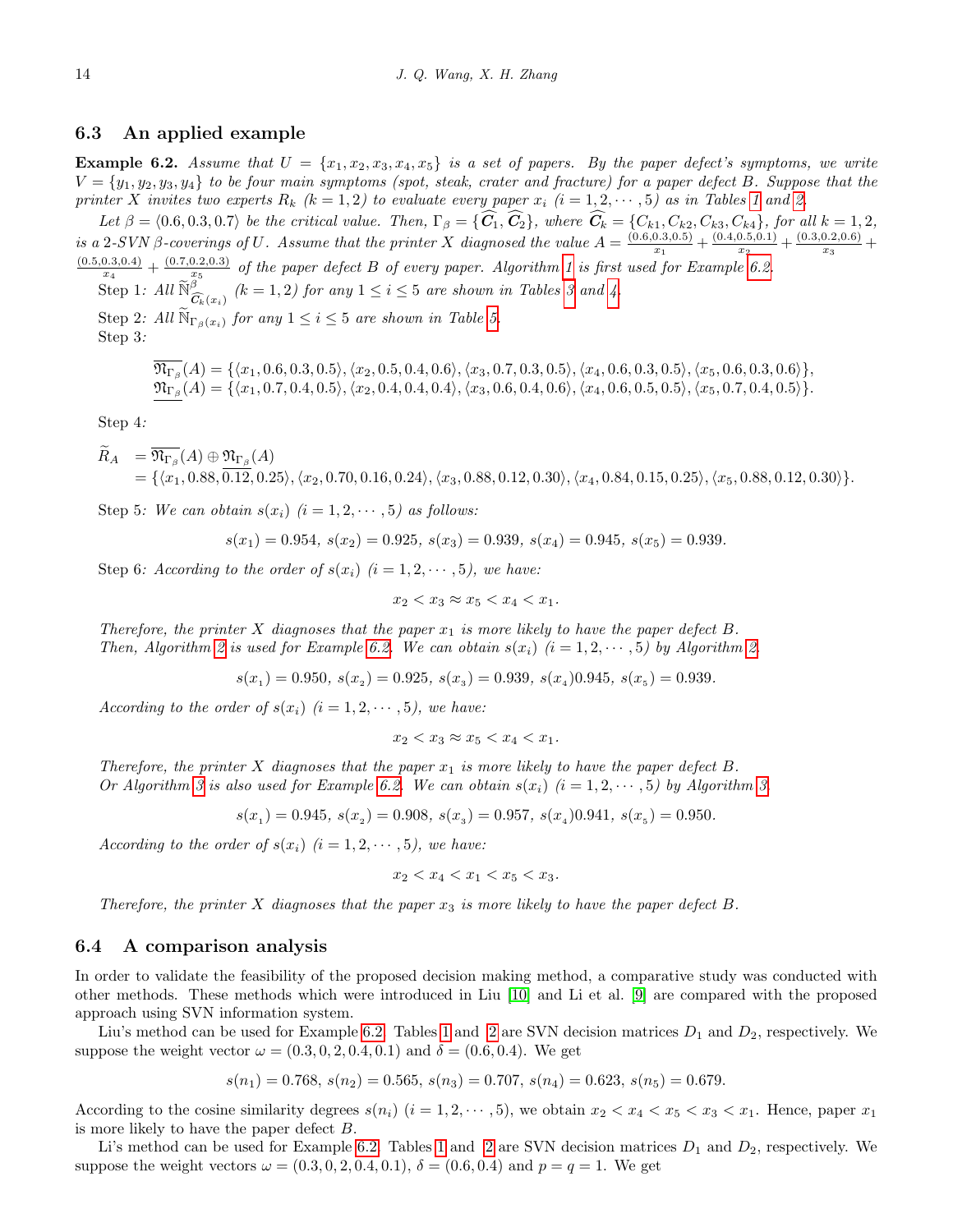### 6.3 An applied example

**Example 6.2.** *Assume that $U = \{x_1, x_2, x_3, x_4, x_5\}$ is a set of papers. By the paper defect's symptoms, we write $V = \{y_1, y_2, y_3, y_4\}$ to be four main symptoms (spot, steak, crater and fracture) for a paper defect $B$. Suppose that the printer $X$ invites two experts $R_k$ $(k = 1, 2)$ to evaluate every paper $x_i$ $(i = 1, 2, \cdots, 5)$ as in Tables 1 and 2.*

*Let $\beta = \langle 0.6, 0.3, 0.7\rangle$ be the critical value. Then, $\Gamma_\beta = \{\widehat{C_1}, \widehat{C_2}\}$, where $\widehat{C_k} = \{C_{k1}, C_{k2}, C_{k3}, C_{k4}\}$, for all $k = 1, 2$, is a 2-SVN $\beta$-coverings of $U$. Assume that the printer $X$ diagnosed the value $A = \frac{(0.6,0.3,0.5)}{x_1} + \frac{(0.4,0.5,0.1)}{x_2} + \frac{(0.3,0.2,0.6)}{x_3} + \frac{(0.5,0.3,0.4)}{x_4} + \frac{(0.7,0.2,0.3)}{x_5}$ of the paper defect $B$ of every paper. Algorithm 1 is first used for Example 6.2.*

Step 1*: All $\widetilde{\mathbb{N}}^{\beta}_{\widehat{C_k}(x_i)}$ $(k = 1, 2)$ for any $1 \le i \le 5$ are shown in Tables 3 and 4.*

Step 2*: All $\widetilde{\mathbb{N}}_{\Gamma_\beta(x_i)}$ for any $1 \le i \le 5$ are shown in Table 5.*

Step 3*:*

$$\overline{\mathfrak{N}_{\Gamma_\beta}}(A) = \{\langle x_1, 0.6, 0.3, 0.5\rangle, \langle x_2, 0.5, 0.4, 0.6\rangle, \langle x_3, 0.7, 0.3, 0.5\rangle, \langle x_4, 0.6, 0.3, 0.5\rangle, \langle x_5, 0.6, 0.3, 0.6\rangle\},$$
$$\underline{\mathfrak{N}_{\Gamma_\beta}}(A) = \{\langle x_1, 0.7, 0.4, 0.5\rangle, \langle x_2, 0.4, 0.4, 0.4\rangle, \langle x_3, 0.6, 0.4, 0.6\rangle, \langle x_4, 0.6, 0.5, 0.5\rangle, \langle x_5, 0.7, 0.4, 0.5\rangle\}.$$

Step 4*:*

$$\begin{aligned}\widetilde{R}_A &= \overline{\mathfrak{N}_{\Gamma_\beta}}(A) \oplus \underline{\mathfrak{N}_{\Gamma_\beta}}(A)\\ &= \{\langle x_1, 0.88, 0.12, 0.25\rangle, \langle x_2, 0.70, 0.16, 0.24\rangle, \langle x_3, 0.88, 0.12, 0.30\rangle, \langle x_4, 0.84, 0.15, 0.25\rangle, \langle x_5, 0.88, 0.12, 0.30\rangle\}.\end{aligned}$$

Step 5*: We can obtain $s(x_i)$ $(i = 1, 2, \cdots, 5)$ as follows:*

$$s(x_1) = 0.954,\ s(x_2) = 0.925,\ s(x_3) = 0.939,\ s(x_4) = 0.945,\ s(x_5) = 0.939.$$

Step 6*: According to the order of $s(x_i)$ $(i = 1, 2, \cdots, 5)$, we have:*

$$x_2 < x_3 \approx x_5 < x_4 < x_1.$$

*Therefore, the printer $X$ diagnoses that the paper $x_1$ is more likely to have the paper defect $B$.*

*Then, Algorithm 2 is used for Example 6.2. We can obtain $s(x_i)$ $(i = 1, 2, \cdots, 5)$ by Algorithm 2.*

$$s(x_1) = 0.950,\ s(x_2) = 0.925,\ s(x_3) = 0.939,\ s(x_4)0.945,\ s(x_5) = 0.939.$$

*According to the order of $s(x_i)$ $(i = 1, 2, \cdots, 5)$, we have:*

$$x_2 < x_3 \approx x_5 < x_4 < x_1.$$

*Therefore, the printer $X$ diagnoses that the paper $x_1$ is more likely to have the paper defect $B$.*

*Or Algorithm 3 is also used for Example 6.2. We can obtain $s(x_i)$ $(i = 1, 2, \cdots, 5)$ by Algorithm 3.*

$$s(x_1) = 0.945,\ s(x_2) = 0.908,\ s(x_3) = 0.957,\ s(x_4)0.941,\ s(x_5) = 0.950.$$

*According to the order of $s(x_i)$ $(i = 1, 2, \cdots, 5)$, we have:*

$$x_2 < x_4 < x_1 < x_5 < x_3.$$

*Therefore, the printer $X$ diagnoses that the paper $x_3$ is more likely to have the paper defect $B$.*

### 6.4 A comparison analysis

In order to validate the feasibility of the proposed decision making method, a comparative study was conducted with other methods. These methods which were introduced in Liu [10] and Li et al. [9] are compared with the proposed approach using SVN information system.

Liu's method can be used for Example 6.2. Tables 1 and 2 are SVN decision matrices $D_1$ and $D_2$, respectively. We suppose the weight vector $\omega = (0.3, 0, 2, 0.4, 0.1)$ and $\delta = (0.6, 0.4)$. We get

$$s(n_1) = 0.768,\ s(n_2) = 0.565,\ s(n_3) = 0.707,\ s(n_4) = 0.623,\ s(n_5) = 0.679.$$

According to the cosine similarity degrees $s(n_i)$ $(i = 1, 2, \cdots, 5)$, we obtain $x_2 < x_4 < x_5 < x_3 < x_1$. Hence, paper $x_1$ is more likely to have the paper defect $B$.

Li's method can be used for Example 6.2. Tables 1 and 2 are SVN decision matrices $D_1$ and $D_2$, respectively. We suppose the weight vectors $\omega = (0.3, 0, 2, 0.4, 0.1)$, $\delta = (0.6, 0.4)$ and $p = q = 1$. We get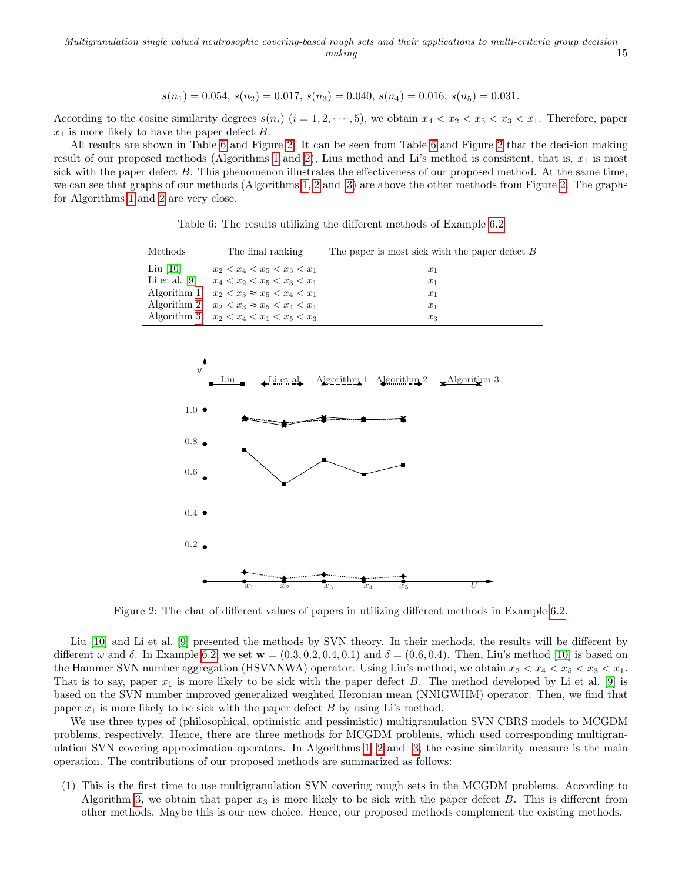$$s(n_1) = 0.054,\ s(n_2) = 0.017,\ s(n_3) = 0.040,\ s(n_4) = 0.016,\ s(n_5) = 0.031.$$

According to the cosine similarity degrees $s(n_i)$ $(i = 1, 2, \cdots, 5)$, we obtain $x_4 < x_2 < x_5 < x_3 < x_1$. Therefore, paper $x_1$ is more likely to have the paper defect $B$.

All results are shown in Table 6 and Figure 2. It can be seen from Table 6 and Figure 2 that the decision making result of our proposed methods (Algorithms 1 and 2), Lius method and Li's method is consistent, that is, $x_1$ is most sick with the paper defect $B$. This phenomenon illustrates the effectiveness of our proposed method. At the same time, we can see that graphs of our methods (Algorithms 1, 2 and 3) are above the other methods from Figure 2. The graphs for Algorithms 1 and 2 are very close.

Table 6: The results utilizing the different methods of Example 6.2

| Methods | The final ranking | The paper is most sick with the paper defect $B$ |
|---|---|---|
| Liu [10] | $x_2 < x_4 < x_5 < x_3 < x_1$ | $x_1$ |
| Li et al. [9] | $x_4 < x_2 < x_5 < x_3 < x_1$ | $x_1$ |
| Algorithm 1 | $x_2 < x_3 \approx x_5 < x_4 < x_1$ | $x_1$ |
| Algorithm 2 | $x_2 < x_3 \approx x_5 < x_4 < x_1$ | $x_1$ |
| Algorithm 3 | $x_2 < x_4 < x_1 < x_5 < x_3$ | $x_3$ |

Figure 2: The chat of different values of papers in utilizing different methods in Example 6.2.

Liu [10] and Li et al. [9] presented the methods by SVN theory. In their methods, the results will be different by different $\omega$ and $\delta$. In Example 6.2, we set $\mathbf{w} = (0.3, 0.2, 0.4, 0.1)$ and $\delta = (0.6, 0.4)$. Then, Liu's method [10] is based on the Hammer SVN number aggregation (HSVNNWA) operator. Using Liu's method, we obtain $x_2 < x_4 < x_5 < x_3 < x_1$. That is to say, paper $x_1$ is more likely to be sick with the paper defect $B$. The method developed by Li et al. [9] is based on the SVN number improved generalized weighted Heronian mean (NNIGWHM) operator. Then, we find that paper $x_1$ is more likely to be sick with the paper defect $B$ by using Li's method.

We use three types of (philosophical, optimistic and pessimistic) multigranulation SVN CBRS models to MCGDM problems, respectively. Hence, there are three methods for MCGDM problems, which used corresponding multigranulation SVN covering approximation operators. In Algorithms 1, 2 and 3, the cosine similarity measure is the main operation. The contributions of our proposed methods are summarized as follows:

(1) This is the first time to use multigranulation SVN covering rough sets in the MCGDM problems. According to Algorithm 3, we obtain that paper $x_3$ is more likely to be sick with the paper defect $B$. This is different from other methods. Maybe this is our new choice. Hence, our proposed methods complement the existing methods.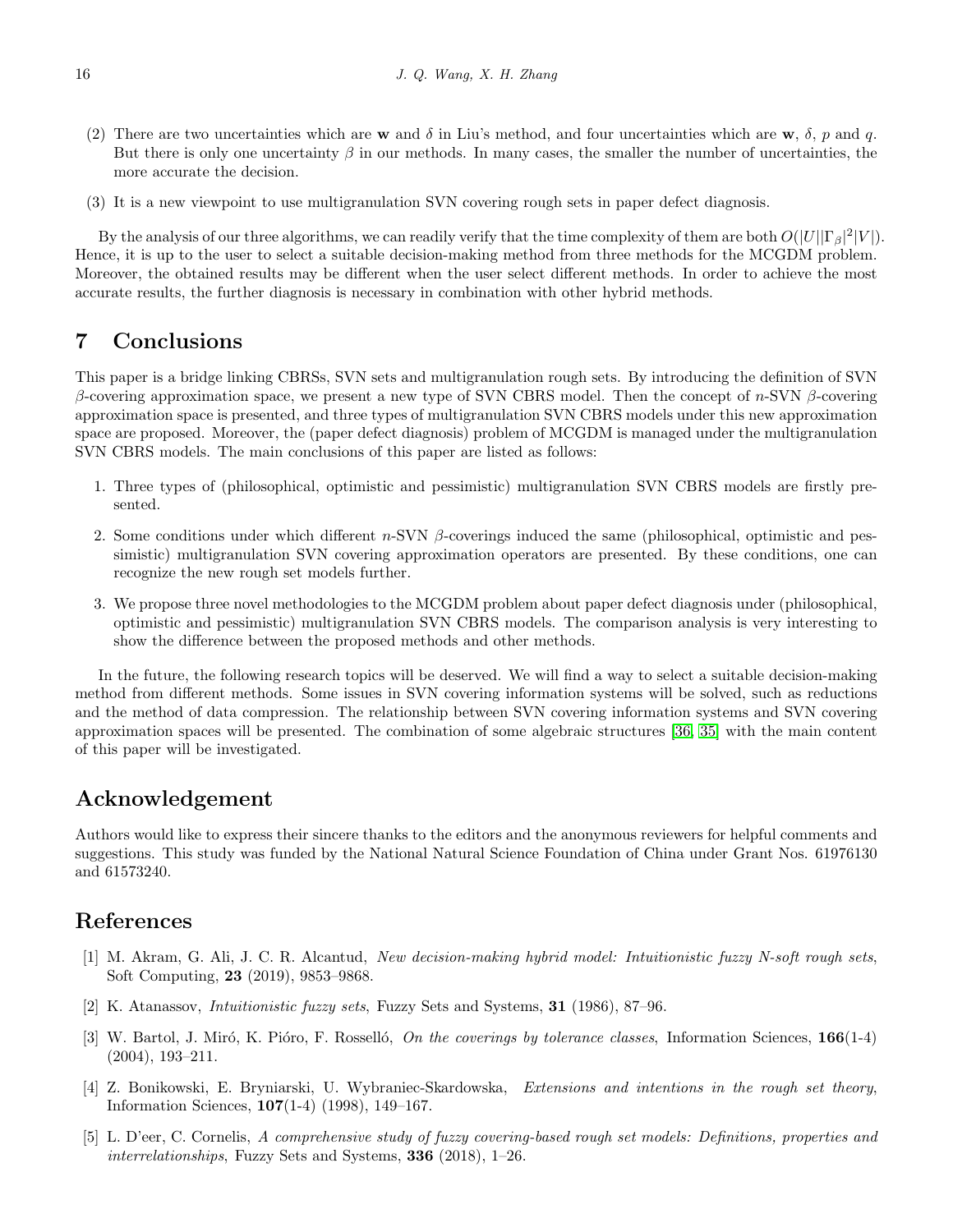(2) There are two uncertainties which are $\mathbf{w}$ and $\delta$ in Liu's method, and four uncertainties which are $\mathbf{w}$, $\delta$, $p$ and $q$. But there is only one uncertainty $\beta$ in our methods. In many cases, the smaller the number of uncertainties, the more accurate the decision.

(3) It is a new viewpoint to use multigranulation SVN covering rough sets in paper defect diagnosis.

By the analysis of our three algorithms, we can readily verify that the time complexity of them are both $O(|U||\Gamma_\beta|^2|V|)$. Hence, it is up to the user to select a suitable decision-making method from three methods for the MCGDM problem. Moreover, the obtained results may be different when the user select different methods. In order to achieve the most accurate results, the further diagnosis is necessary in combination with other hybrid methods.

# 7 Conclusions

This paper is a bridge linking CBRSs, SVN sets and multigranulation rough sets. By introducing the definition of SVN $\beta$-covering approximation space, we present a new type of SVN CBRS model. Then the concept of $n$-SVN $\beta$-covering approximation space is presented, and three types of multigranulation SVN CBRS models under this new approximation space are proposed. Moreover, the (paper defect diagnosis) problem of MCGDM is managed under the multigranulation SVN CBRS models. The main conclusions of this paper are listed as follows:

1. Three types of (philosophical, optimistic and pessimistic) multigranulation SVN CBRS models are firstly presented.

2. Some conditions under which different $n$-SVN $\beta$-coverings induced the same (philosophical, optimistic and pessimistic) multigranulation SVN covering approximation operators are presented. By these conditions, one can recognize the new rough set models further.

3. We propose three novel methodologies to the MCGDM problem about paper defect diagnosis under (philosophical, optimistic and pessimistic) multigranulation SVN CBRS models. The comparison analysis is very interesting to show the difference between the proposed methods and other methods.

In the future, the following research topics will be deserved. We will find a way to select a suitable decision-making method from different methods. Some issues in SVN covering information systems will be solved, such as reductions and the method of data compression. The relationship between SVN covering information systems and SVN covering approximation spaces will be presented. The combination of some algebraic structures [36, 35] with the main content of this paper will be investigated.

# Acknowledgement

Authors would like to express their sincere thanks to the editors and the anonymous reviewers for helpful comments and suggestions. This study was funded by the National Natural Science Foundation of China under Grant Nos. 61976130 and 61573240.

# References

[1] M. Akram, G. Ali, J. C. R. Alcantud, *New decision-making hybrid model: Intuitionistic fuzzy N-soft rough sets*, Soft Computing, **23** (2019), 9853–9868.

[2] K. Atanassov, *Intuitionistic fuzzy sets*, Fuzzy Sets and Systems, **31** (1986), 87–96.

[3] W. Bartol, J. Miró, K. Pióro, F. Rosselló, *On the coverings by tolerance classes*, Information Sciences, **166**(1-4) (2004), 193–211.

[4] Z. Bonikowski, E. Bryniarski, U. Wybraniec-Skardowska, *Extensions and intentions in the rough set theory*, Information Sciences, **107**(1-4) (1998), 149–167.

[5] L. D'eer, C. Cornelis, *A comprehensive study of fuzzy covering-based rough set models: Definitions, properties and interrelationships*, Fuzzy Sets and Systems, **336** (2018), 1–26.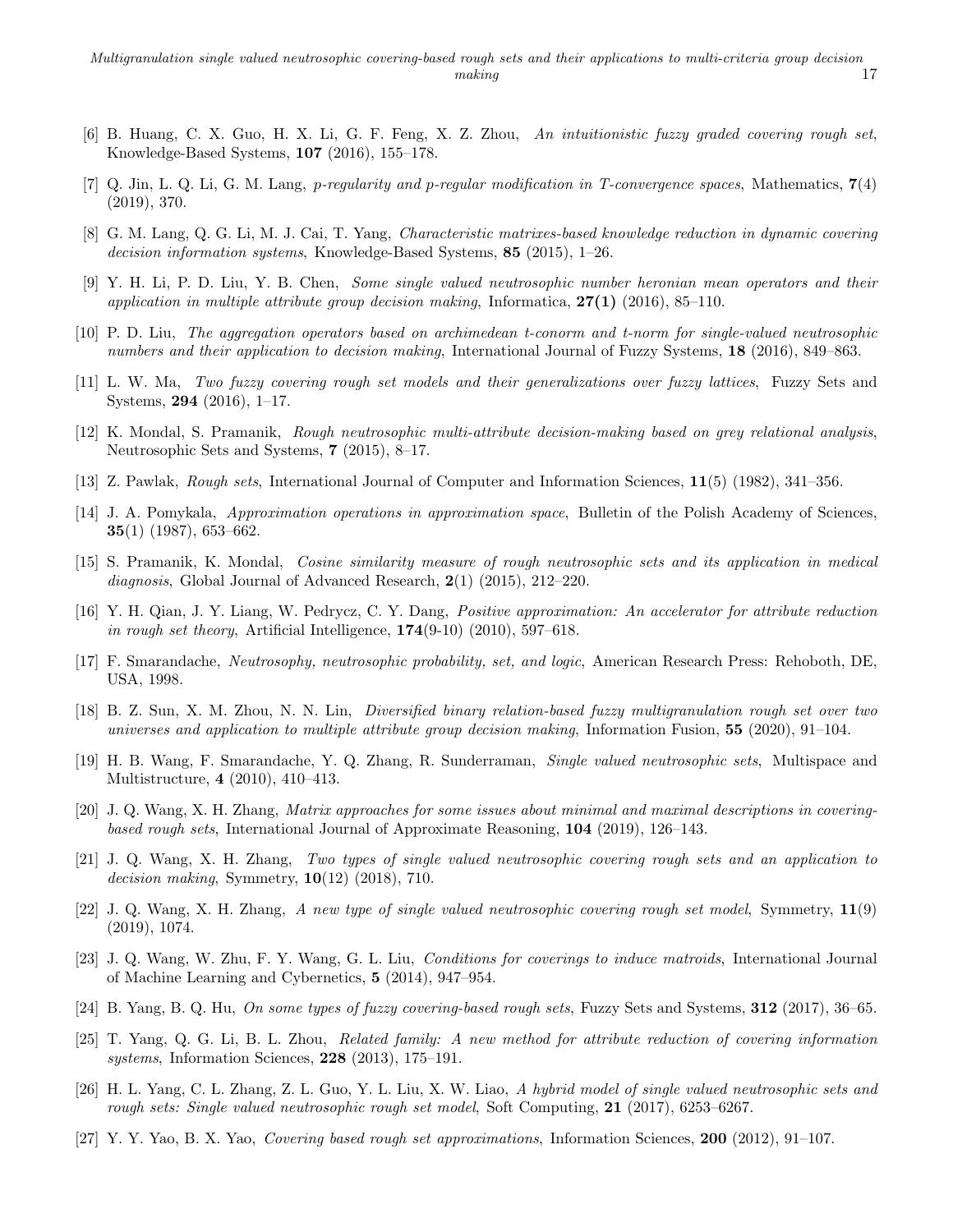[6] B. Huang, C. X. Guo, H. X. Li, G. F. Feng, X. Z. Zhou, *An intuitionistic fuzzy graded covering rough set*, Knowledge-Based Systems, **107** (2016), 155–178.

[7] Q. Jin, L. Q. Li, G. M. Lang, *p-regularity and p-regular modification in T-convergence spaces*, Mathematics, **7**(4) (2019), 370.

[8] G. M. Lang, Q. G. Li, M. J. Cai, T. Yang, *Characteristic matrixes-based knowledge reduction in dynamic covering decision information systems*, Knowledge-Based Systems, **85** (2015), 1–26.

[9] Y. H. Li, P. D. Liu, Y. B. Chen, *Some single valued neutrosophic number heronian mean operators and their application in multiple attribute group decision making*, Informatica, **27(1)** (2016), 85–110.

[10] P. D. Liu, *The aggregation operators based on archimedean t-conorm and t-norm for single-valued neutrosophic numbers and their application to decision making*, International Journal of Fuzzy Systems, **18** (2016), 849–863.

[11] L. W. Ma, *Two fuzzy covering rough set models and their generalizations over fuzzy lattices*, Fuzzy Sets and Systems, **294** (2016), 1–17.

[12] K. Mondal, S. Pramanik, *Rough neutrosophic multi-attribute decision-making based on grey relational analysis*, Neutrosophic Sets and Systems, **7** (2015), 8–17.

[13] Z. Pawlak, *Rough sets*, International Journal of Computer and Information Sciences, **11**(5) (1982), 341–356.

[14] J. A. Pomykala, *Approximation operations in approximation space*, Bulletin of the Polish Academy of Sciences, **35**(1) (1987), 653–662.

[15] S. Pramanik, K. Mondal, *Cosine similarity measure of rough neutrosophic sets and its application in medical diagnosis*, Global Journal of Advanced Research, **2**(1) (2015), 212–220.

[16] Y. H. Qian, J. Y. Liang, W. Pedrycz, C. Y. Dang, *Positive approximation: An accelerator for attribute reduction in rough set theory*, Artificial Intelligence, **174**(9-10) (2010), 597–618.

[17] F. Smarandache, *Neutrosophy, neutrosophic probability, set, and logic*, American Research Press: Rehoboth, DE, USA, 1998.

[18] B. Z. Sun, X. M. Zhou, N. N. Lin, *Diversified binary relation-based fuzzy multigranulation rough set over two universes and application to multiple attribute group decision making*, Information Fusion, **55** (2020), 91–104.

[19] H. B. Wang, F. Smarandache, Y. Q. Zhang, R. Sunderraman, *Single valued neutrosophic sets*, Multispace and Multistructure, **4** (2010), 410–413.

[20] J. Q. Wang, X. H. Zhang, *Matrix approaches for some issues about minimal and maximal descriptions in covering-based rough sets*, International Journal of Approximate Reasoning, **104** (2019), 126–143.

[21] J. Q. Wang, X. H. Zhang, *Two types of single valued neutrosophic covering rough sets and an application to decision making*, Symmetry, **10**(12) (2018), 710.

[22] J. Q. Wang, X. H. Zhang, *A new type of single valued neutrosophic covering rough set model*, Symmetry, **11**(9) (2019), 1074.

[23] J. Q. Wang, W. Zhu, F. Y. Wang, G. L. Liu, *Conditions for coverings to induce matroids*, International Journal of Machine Learning and Cybernetics, **5** (2014), 947–954.

[24] B. Yang, B. Q. Hu, *On some types of fuzzy covering-based rough sets*, Fuzzy Sets and Systems, **312** (2017), 36–65.

[25] T. Yang, Q. G. Li, B. L. Zhou, *Related family: A new method for attribute reduction of covering information systems*, Information Sciences, **228** (2013), 175–191.

[26] H. L. Yang, C. L. Zhang, Z. L. Guo, Y. L. Liu, X. W. Liao, *A hybrid model of single valued neutrosophic sets and rough sets: Single valued neutrosophic rough set model*, Soft Computing, **21** (2017), 6253–6267.

[27] Y. Y. Yao, B. X. Yao, *Covering based rough set approximations*, Information Sciences, **200** (2012), 91–107.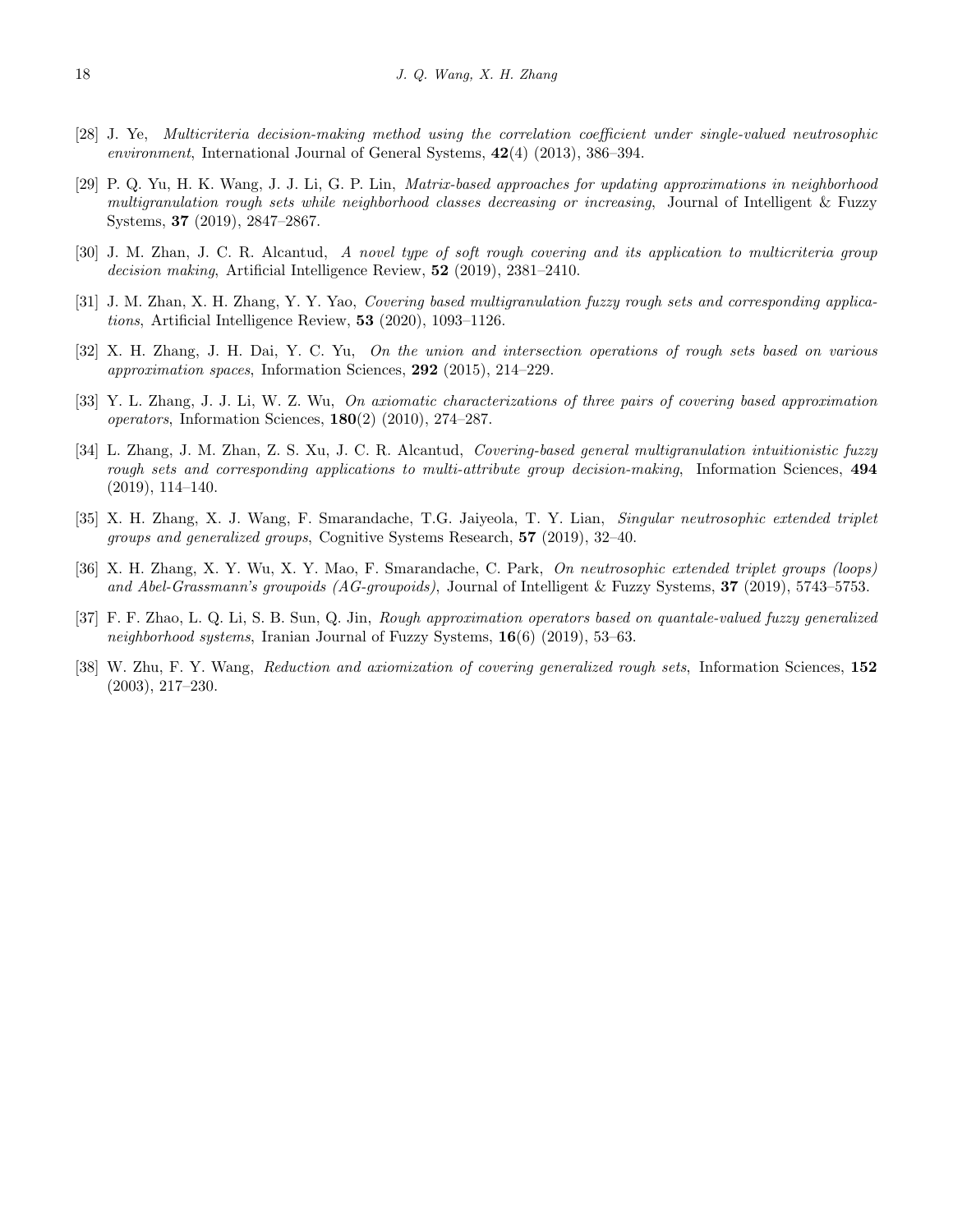[28] J. Ye, *Multicriteria decision-making method using the correlation coefficient under single-valued neutrosophic environment*, International Journal of General Systems, **42**(4) (2013), 386–394.

[29] P. Q. Yu, H. K. Wang, J. J. Li, G. P. Lin, *Matrix-based approaches for updating approximations in neighborhood multigranulation rough sets while neighborhood classes decreasing or increasing*, Journal of Intelligent & Fuzzy Systems, **37** (2019), 2847–2867.

[30] J. M. Zhan, J. C. R. Alcantud, *A novel type of soft rough covering and its application to multicriteria group decision making*, Artificial Intelligence Review, **52** (2019), 2381–2410.

[31] J. M. Zhan, X. H. Zhang, Y. Y. Yao, *Covering based multigranulation fuzzy rough sets and corresponding applications*, Artificial Intelligence Review, **53** (2020), 1093–1126.

[32] X. H. Zhang, J. H. Dai, Y. C. Yu, *On the union and intersection operations of rough sets based on various approximation spaces*, Information Sciences, **292** (2015), 214–229.

[33] Y. L. Zhang, J. J. Li, W. Z. Wu, *On axiomatic characterizations of three pairs of covering based approximation operators*, Information Sciences, **180**(2) (2010), 274–287.

[34] L. Zhang, J. M. Zhan, Z. S. Xu, J. C. R. Alcantud, *Covering-based general multigranulation intuitionistic fuzzy rough sets and corresponding applications to multi-attribute group decision-making*, Information Sciences, **494** (2019), 114–140.

[35] X. H. Zhang, X. J. Wang, F. Smarandache, T.G. Jaiyeola, T. Y. Lian, *Singular neutrosophic extended triplet groups and generalized groups*, Cognitive Systems Research, **57** (2019), 32–40.

[36] X. H. Zhang, X. Y. Wu, X. Y. Mao, F. Smarandache, C. Park, *On neutrosophic extended triplet groups (loops) and Abel-Grassmann's groupoids (AG-groupoids)*, Journal of Intelligent & Fuzzy Systems, **37** (2019), 5743–5753.

[37] F. F. Zhao, L. Q. Li, S. B. Sun, Q. Jin, *Rough approximation operators based on quantale-valued fuzzy generalized neighborhood systems*, Iranian Journal of Fuzzy Systems, **16**(6) (2019), 53–63.

[38] W. Zhu, F. Y. Wang, *Reduction and axiomization of covering generalized rough sets*, Information Sciences, **152** (2003), 217–230.